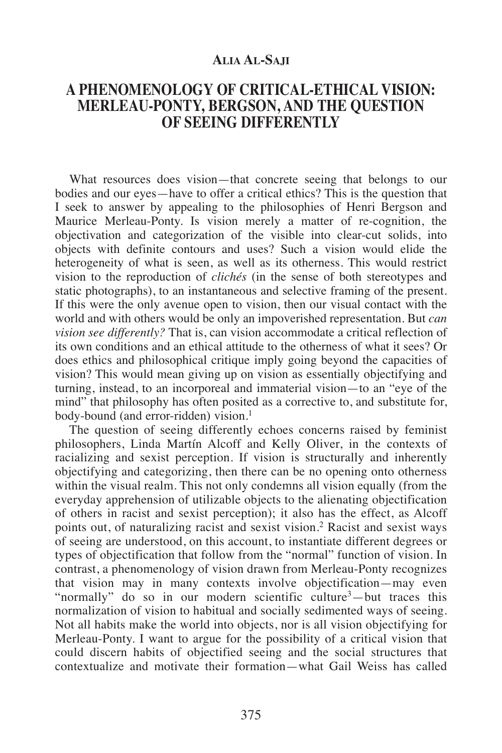Alia Al-Saji

# A PHENOMENOLOGY OF CRITICAL-ETHICAL VISION: MERLEAU-PONTY, BERGSON, AND THE QUESTION OF SEEING DIFFERENTLY

What resources does vision—that concrete seeing that belongs to our bodies and our eyes—have to offer a critical ethics? This is the question that I seek to answer by appealing to the philosophies of Henri Bergson and Maurice Merleau-Ponty. Is vision merely a matter of re-cognition, the objectivation and categorization of the visible into clear-cut solids, into objects with definite contours and uses? Such a vision would elide the heterogeneity of what is seen, as well as its otherness. This would restrict vision to the reproduction of *clichés* (in the sense of both stereotypes and static photographs), to an instantaneous and selective framing of the present. If this were the only avenue open to vision, then our visual contact with the world and with others would be only an impoverished representation. But *can vision see differently?* That is, can vision accommodate a critical reflection of its own conditions and an ethical attitude to the otherness of what it sees? Or does ethics and philosophical critique imply going beyond the capacities of vision? This would mean giving up on vision as essentially objectifying and turning, instead, to an incorporeal and immaterial vision—to an "eye of the mind" that philosophy has often posited as a corrective to, and substitute for, body-bound (and error-ridden) vision.[1]

The question of seeing differently echoes concerns raised by feminist philosophers, Linda Martín Alcoff and Kelly Oliver, in the contexts of racializing and sexist perception. If vision is structurally and inherently objectifying and categorizing, then there can be no opening onto otherness within the visual realm. This not only condemns all vision equally (from the everyday apprehension of utilizable objects to the alienating objectification of others in racist and sexist perception); it also has the effect, as Alcoff points out, of naturalizing racist and sexist vision.[2] Racist and sexist ways of seeing are understood, on this account, to instantiate different degrees or types of objectification that follow from the "normal" function of vision. In contrast, a phenomenology of vision drawn from Merleau-Ponty recognizes that vision may in many contexts involve objectification—may even "normally" do so in our modern scientific culture[3]—but traces this normalization of vision to habitual and socially sedimented ways of seeing. Not all habits make the world into objects, nor is all vision objectifying for Merleau-Ponty. I want to argue for the possibility of a critical vision that could discern habits of objectified seeing and the social structures that contextualize and motivate their formation—what Gail Weiss has called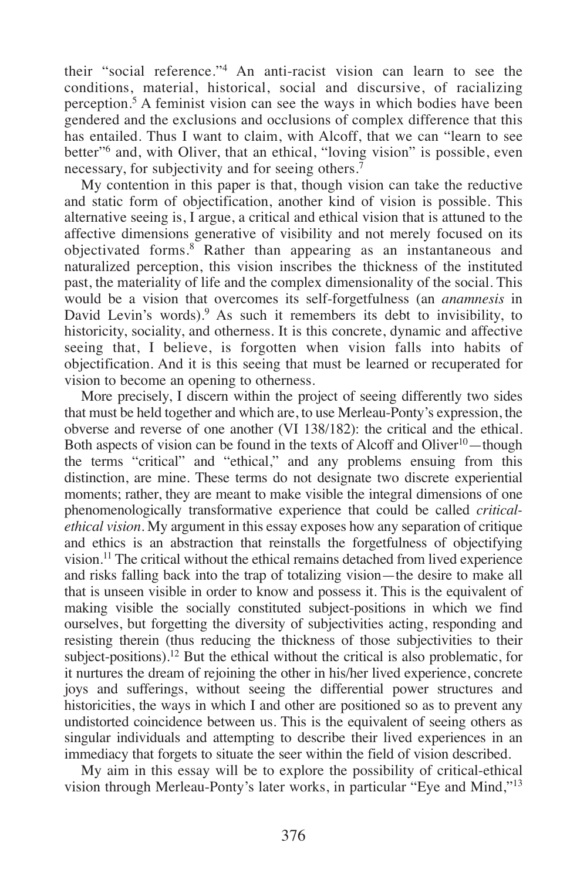their "social reference."[4] An anti-racist vision can learn to see the conditions, material, historical, social and discursive, of racializing perception.[5] A feminist vision can see the ways in which bodies have been gendered and the exclusions and occlusions of complex difference that this has entailed. Thus I want to claim, with Alcoff, that we can "learn to see better"[6] and, with Oliver, that an ethical, "loving vision" is possible, even necessary, for subjectivity and for seeing others.[7]

My contention in this paper is that, though vision can take the reductive and static form of objectification, another kind of vision is possible. This alternative seeing is, I argue, a critical and ethical vision that is attuned to the affective dimensions generative of visibility and not merely focused on its objectivated forms.[8] Rather than appearing as an instantaneous and naturalized perception, this vision inscribes the thickness of the instituted past, the materiality of life and the complex dimensionality of the social. This would be a vision that overcomes its self-forgetfulness (an *anamnesis* in David Levin's words).[9] As such it remembers its debt to invisibility, to historicity, sociality, and otherness. It is this concrete, dynamic and affective seeing that, I believe, is forgotten when vision falls into habits of objectification. And it is this seeing that must be learned or recuperated for vision to become an opening to otherness.

More precisely, I discern within the project of seeing differently two sides that must be held together and which are, to use Merleau-Ponty's expression, the obverse and reverse of one another (VI 138/182): the critical and the ethical. Both aspects of vision can be found in the texts of Alcoff and Oliver[10]—though the terms "critical" and "ethical," and any problems ensuing from this distinction, are mine. These terms do not designate two discrete experiential moments; rather, they are meant to make visible the integral dimensions of one phenomenologically transformative experience that could be called *critical-ethical vision*. My argument in this essay exposes how any separation of critique and ethics is an abstraction that reinstalls the forgetfulness of objectifying vision.[11] The critical without the ethical remains detached from lived experience and risks falling back into the trap of totalizing vision—the desire to make all that is unseen visible in order to know and possess it. This is the equivalent of making visible the socially constituted subject-positions in which we find ourselves, but forgetting the diversity of subjectivities acting, responding and resisting therein (thus reducing the thickness of those subjectivities to their subject-positions).[12] But the ethical without the critical is also problematic, for it nurtures the dream of rejoining the other in his/her lived experience, concrete joys and sufferings, without seeing the differential power structures and historicities, the ways in which I and other are positioned so as to prevent any undistorted coincidence between us. This is the equivalent of seeing others as singular individuals and attempting to describe their lived experiences in an immediacy that forgets to situate the seer within the field of vision described.

My aim in this essay will be to explore the possibility of critical-ethical vision through Merleau-Ponty's later works, in particular "Eye and Mind,"[13]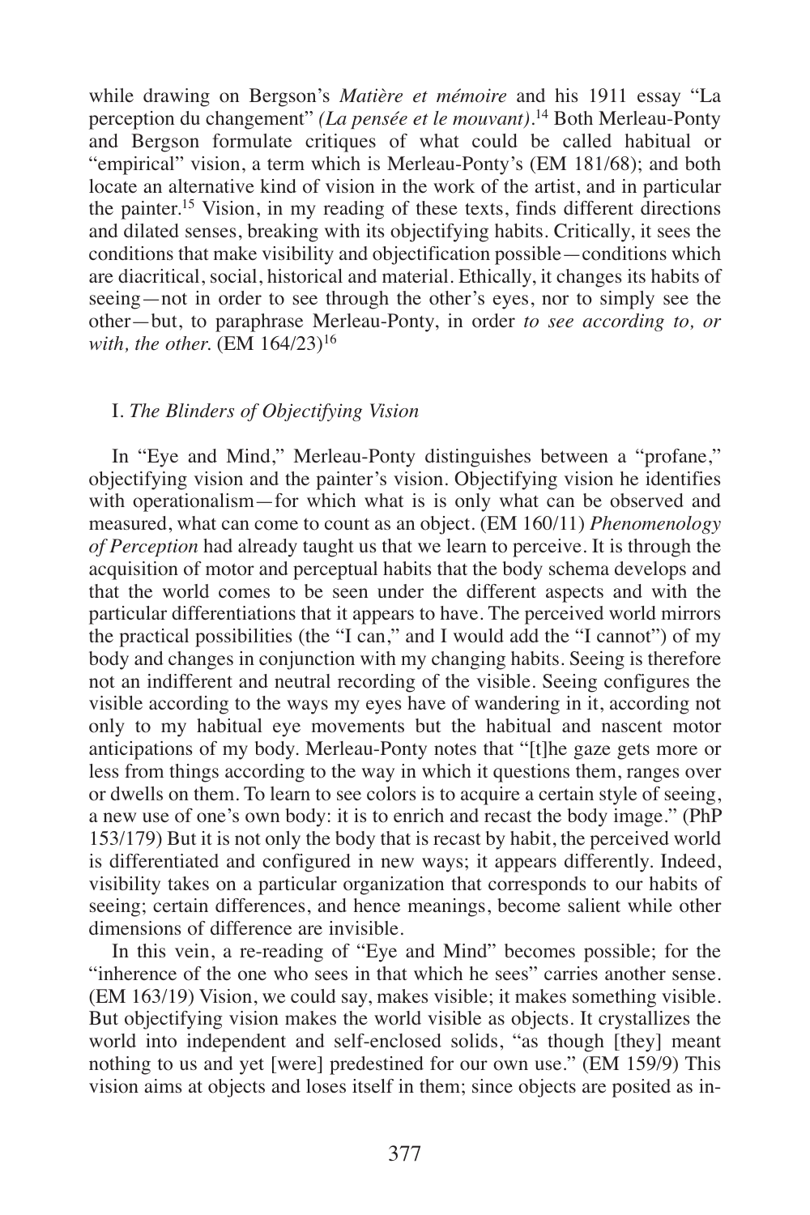while drawing on Bergson's *Matière et mémoire* and his 1911 essay "La perception du changement" *(La pensée et le mouvant)*.[14] Both Merleau-Ponty and Bergson formulate critiques of what could be called habitual or "empirical" vision, a term which is Merleau-Ponty's (EM 181/68); and both locate an alternative kind of vision in the work of the artist, and in particular the painter.[15] Vision, in my reading of these texts, finds different directions and dilated senses, breaking with its objectifying habits. Critically, it sees the conditions that make visibility and objectification possible—conditions which are diacritical, social, historical and material. Ethically, it changes its habits of seeing—not in order to see through the other's eyes, nor to simply see the other—but, to paraphrase Merleau-Ponty, in order *to see according to, or with, the other.* (EM 164/23)[16]

## I. *The Blinders of Objectifying Vision*

In "Eye and Mind," Merleau-Ponty distinguishes between a "profane," objectifying vision and the painter's vision. Objectifying vision he identifies with operationalism—for which what is is only what can be observed and measured, what can come to count as an object. (EM 160/11) *Phenomenology of Perception* had already taught us that we learn to perceive. It is through the acquisition of motor and perceptual habits that the body schema develops and that the world comes to be seen under the different aspects and with the particular differentiations that it appears to have. The perceived world mirrors the practical possibilities (the "I can," and I would add the "I cannot") of my body and changes in conjunction with my changing habits. Seeing is therefore not an indifferent and neutral recording of the visible. Seeing configures the visible according to the ways my eyes have of wandering in it, according not only to my habitual eye movements but the habitual and nascent motor anticipations of my body. Merleau-Ponty notes that "[t]he gaze gets more or less from things according to the way in which it questions them, ranges over or dwells on them. To learn to see colors is to acquire a certain style of seeing, a new use of one's own body: it is to enrich and recast the body image." (PhP 153/179) But it is not only the body that is recast by habit, the perceived world is differentiated and configured in new ways; it appears differently. Indeed, visibility takes on a particular organization that corresponds to our habits of seeing; certain differences, and hence meanings, become salient while other dimensions of difference are invisible.

In this vein, a re-reading of "Eye and Mind" becomes possible; for the "inherence of the one who sees in that which he sees" carries another sense. (EM 163/19) Vision, we could say, makes visible; it makes something visible. But objectifying vision makes the world visible as objects. It crystallizes the world into independent and self-enclosed solids, "as though [they] meant nothing to us and yet [were] predestined for our own use." (EM 159/9) This vision aims at objects and loses itself in them; since objects are posited as in-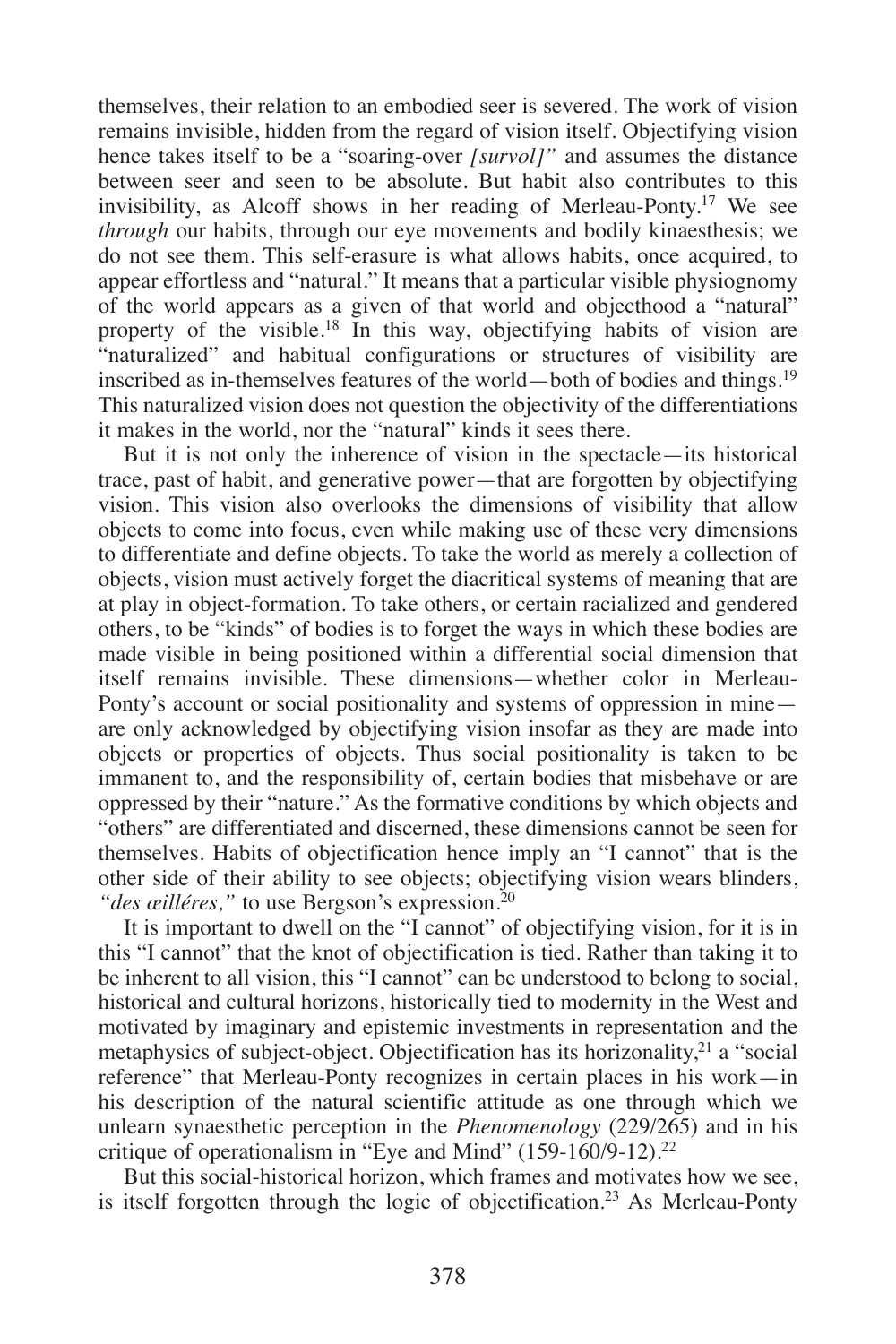themselves, their relation to an embodied seer is severed. The work of vision remains invisible, hidden from the regard of vision itself. Objectifying vision hence takes itself to be a "soaring-over *[survol]*" and assumes the distance between seer and seen to be absolute. But habit also contributes to this invisibility, as Alcoff shows in her reading of Merleau-Ponty.[17] We see *through* our habits, through our eye movements and bodily kinaesthesis; we do not see them. This self-erasure is what allows habits, once acquired, to appear effortless and "natural." It means that a particular visible physiognomy of the world appears as a given of that world and objecthood a "natural" property of the visible.[18] In this way, objectifying habits of vision are "naturalized" and habitual configurations or structures of visibility are inscribed as in-themselves features of the world—both of bodies and things.[19] This naturalized vision does not question the objectivity of the differentiations it makes in the world, nor the "natural" kinds it sees there.

But it is not only the inherence of vision in the spectacle—its historical trace, past of habit, and generative power—that are forgotten by objectifying vision. This vision also overlooks the dimensions of visibility that allow objects to come into focus, even while making use of these very dimensions to differentiate and define objects. To take the world as merely a collection of objects, vision must actively forget the diacritical systems of meaning that are at play in object-formation. To take others, or certain racialized and gendered others, to be "kinds" of bodies is to forget the ways in which these bodies are made visible in being positioned within a differential social dimension that itself remains invisible. These dimensions—whether color in Merleau-Ponty's account or social positionality and systems of oppression in mine—are only acknowledged by objectifying vision insofar as they are made into objects or properties of objects. Thus social positionality is taken to be immanent to, and the responsibility of, certain bodies that misbehave or are oppressed by their "nature." As the formative conditions by which objects and "others" are differentiated and discerned, these dimensions cannot be seen for themselves. Habits of objectification hence imply an "I cannot" that is the other side of their ability to see objects; objectifying vision wears blinders, *"des œilléres,"* to use Bergson's expression.[20]

It is important to dwell on the "I cannot" of objectifying vision, for it is in this "I cannot" that the knot of objectification is tied. Rather than taking it to be inherent to all vision, this "I cannot" can be understood to belong to social, historical and cultural horizons, historically tied to modernity in the West and motivated by imaginary and epistemic investments in representation and the metaphysics of subject-object. Objectification has its horizonality,[21] a "social reference" that Merleau-Ponty recognizes in certain places in his work—in his description of the natural scientific attitude as one through which we unlearn synaesthetic perception in the *Phenomenology* (229/265) and in his critique of operationalism in "Eye and Mind" (159-160/9-12).[22]

But this social-historical horizon, which frames and motivates how we see, is itself forgotten through the logic of objectification.[23] As Merleau-Ponty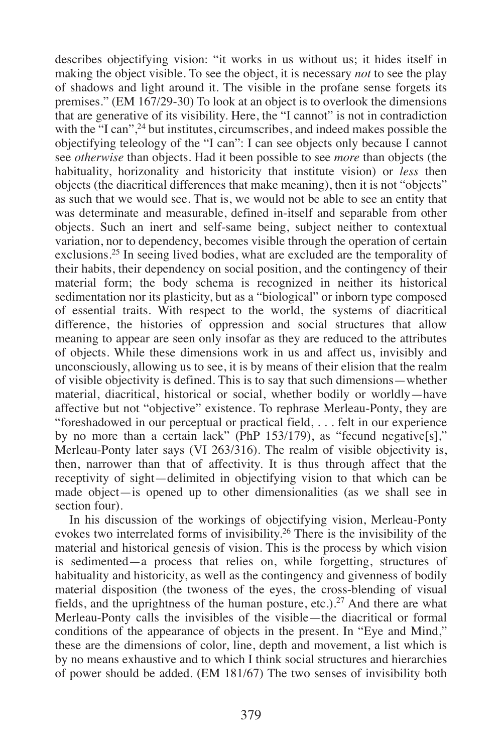describes objectifying vision: "it works in us without us; it hides itself in making the object visible. To see the object, it is necessary *not* to see the play of shadows and light around it. The visible in the profane sense forgets its premises." (EM 167/29-30) To look at an object is to overlook the dimensions that are generative of its visibility. Here, the "I cannot" is not in contradiction with the "I can",[24] but institutes, circumscribes, and indeed makes possible the objectifying teleology of the "I can": I can see objects only because I cannot see *otherwise* than objects. Had it been possible to see *more* than objects (the habituality, horizonality and historicity that institute vision) or *less* then objects (the diacritical differences that make meaning), then it is not "objects" as such that we would see. That is, we would not be able to see an entity that was determinate and measurable, defined in-itself and separable from other objects. Such an inert and self-same being, subject neither to contextual variation, nor to dependency, becomes visible through the operation of certain exclusions.[25] In seeing lived bodies, what are excluded are the temporality of their habits, their dependency on social position, and the contingency of their material form; the body schema is recognized in neither its historical sedimentation nor its plasticity, but as a "biological" or inborn type composed of essential traits. With respect to the world, the systems of diacritical difference, the histories of oppression and social structures that allow meaning to appear are seen only insofar as they are reduced to the attributes of objects. While these dimensions work in us and affect us, invisibly and unconsciously, allowing us to see, it is by means of their elision that the realm of visible objectivity is defined. This is to say that such dimensions—whether material, diacritical, historical or social, whether bodily or worldly—have affective but not "objective" existence. To rephrase Merleau-Ponty, they are "foreshadowed in our perceptual or practical field, . . . felt in our experience by no more than a certain lack" (PhP 153/179), as "fecund negative[s]," Merleau-Ponty later says (VI 263/316). The realm of visible objectivity is, then, narrower than that of affectivity. It is thus through affect that the receptivity of sight—delimited in objectifying vision to that which can be made object—is opened up to other dimensionalities (as we shall see in section four).

In his discussion of the workings of objectifying vision, Merleau-Ponty evokes two interrelated forms of invisibility.[26] There is the invisibility of the material and historical genesis of vision. This is the process by which vision is sedimented—a process that relies on, while forgetting, structures of habituality and historicity, as well as the contingency and givenness of bodily material disposition (the twoness of the eyes, the cross-blending of visual fields, and the uprightness of the human posture, etc.).[27] And there are what Merleau-Ponty calls the invisibles of the visible—the diacritical or formal conditions of the appearance of objects in the present. In "Eye and Mind," these are the dimensions of color, line, depth and movement, a list which is by no means exhaustive and to which I think social structures and hierarchies of power should be added. (EM 181/67) The two senses of invisibility both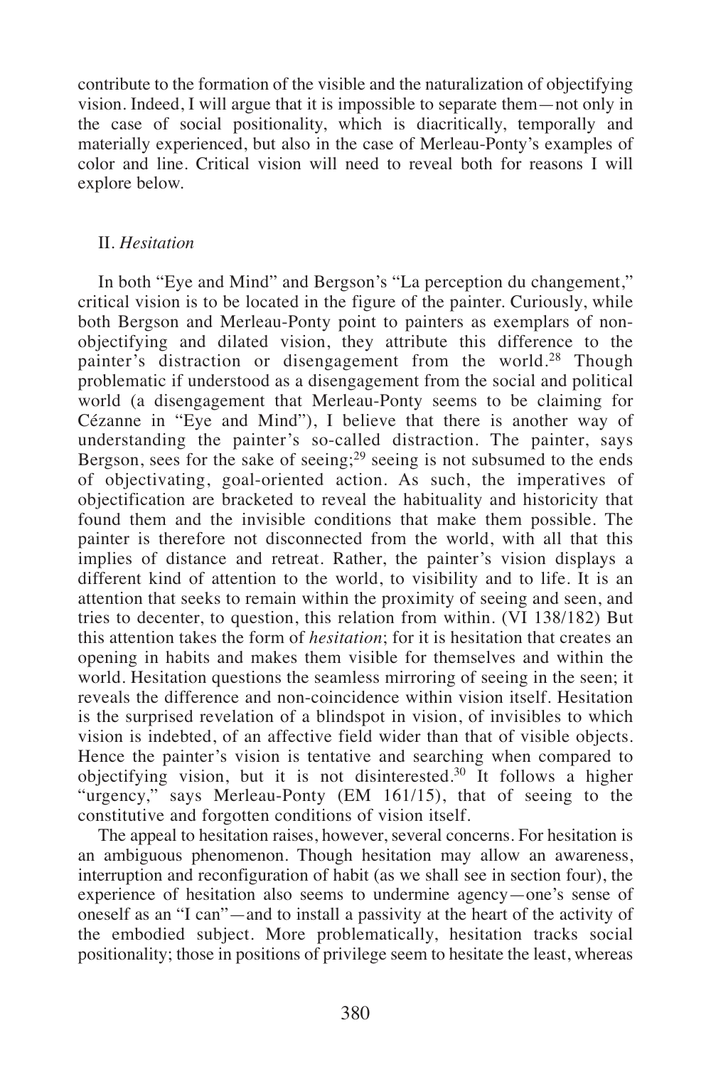contribute to the formation of the visible and the naturalization of objectifying vision. Indeed, I will argue that it is impossible to separate them—not only in the case of social positionality, which is diacritically, temporally and materially experienced, but also in the case of Merleau-Ponty's examples of color and line. Critical vision will need to reveal both for reasons I will explore below.

## II. *Hesitation*

In both "Eye and Mind" and Bergson's "La perception du changement," critical vision is to be located in the figure of the painter. Curiously, while both Bergson and Merleau-Ponty point to painters as exemplars of non-objectifying and dilated vision, they attribute this difference to the painter's distraction or disengagement from the world.[28] Though problematic if understood as a disengagement from the social and political world (a disengagement that Merleau-Ponty seems to be claiming for Cézanne in "Eye and Mind"), I believe that there is another way of understanding the painter's so-called distraction. The painter, says Bergson, sees for the sake of seeing;[29] seeing is not subsumed to the ends of objectivating, goal-oriented action. As such, the imperatives of objectification are bracketed to reveal the habituality and historicity that found them and the invisible conditions that make them possible. The painter is therefore not disconnected from the world, with all that this implies of distance and retreat. Rather, the painter's vision displays a different kind of attention to the world, to visibility and to life. It is an attention that seeks to remain within the proximity of seeing and seen, and tries to decenter, to question, this relation from within. (VI 138/182) But this attention takes the form of *hesitation*; for it is hesitation that creates an opening in habits and makes them visible for themselves and within the world. Hesitation questions the seamless mirroring of seeing in the seen; it reveals the difference and non-coincidence within vision itself. Hesitation is the surprised revelation of a blindspot in vision, of invisibles to which vision is indebted, of an affective field wider than that of visible objects. Hence the painter's vision is tentative and searching when compared to objectifying vision, but it is not disinterested.[30] It follows a higher "urgency," says Merleau-Ponty (EM 161/15), that of seeing to the constitutive and forgotten conditions of vision itself.

The appeal to hesitation raises, however, several concerns. For hesitation is an ambiguous phenomenon. Though hesitation may allow an awareness, interruption and reconfiguration of habit (as we shall see in section four), the experience of hesitation also seems to undermine agency—one's sense of oneself as an "I can"—and to install a passivity at the heart of the activity of the embodied subject. More problematically, hesitation tracks social positionality; those in positions of privilege seem to hesitate the least, whereas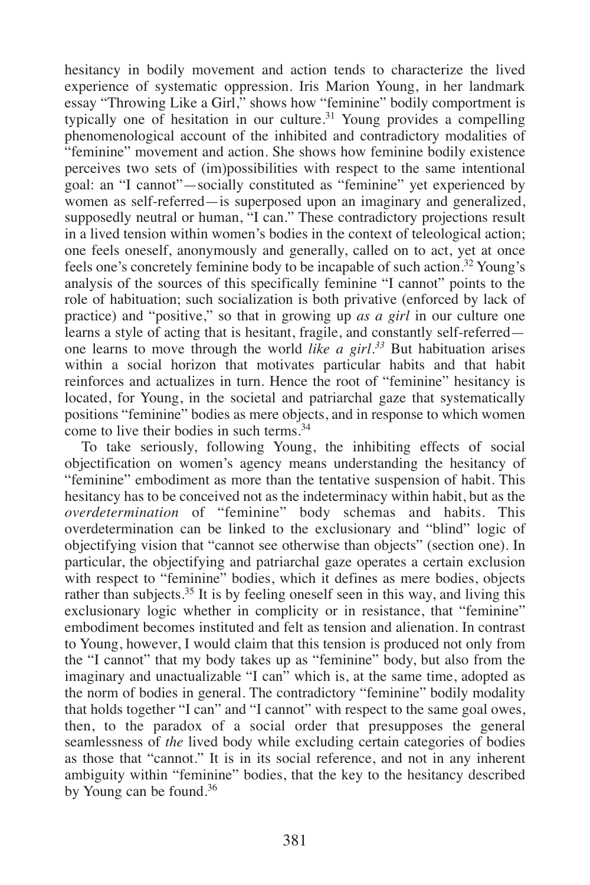hesitancy in bodily movement and action tends to characterize the lived experience of systematic oppression. Iris Marion Young, in her landmark essay "Throwing Like a Girl," shows how "feminine" bodily comportment is typically one of hesitation in our culture.[31] Young provides a compelling phenomenological account of the inhibited and contradictory modalities of "feminine" movement and action. She shows how feminine bodily existence perceives two sets of (im)possibilities with respect to the same intentional goal: an "I cannot"—socially constituted as "feminine" yet experienced by women as self-referred—is superposed upon an imaginary and generalized, supposedly neutral or human, "I can." These contradictory projections result in a lived tension within women's bodies in the context of teleological action; one feels oneself, anonymously and generally, called on to act, yet at once feels one's concretely feminine body to be incapable of such action.[32] Young's analysis of the sources of this specifically feminine "I cannot" points to the role of habituation; such socialization is both privative (enforced by lack of practice) and "positive," so that in growing up *as a girl* in our culture one learns a style of acting that is hesitant, fragile, and constantly self-referred—one learns to move through the world *like a girl*.[33] But habituation arises within a social horizon that motivates particular habits and that habit reinforces and actualizes in turn. Hence the root of "feminine" hesitancy is located, for Young, in the societal and patriarchal gaze that systematically positions "feminine" bodies as mere objects, and in response to which women come to live their bodies in such terms.[34]

To take seriously, following Young, the inhibiting effects of social objectification on women's agency means understanding the hesitancy of "feminine" embodiment as more than the tentative suspension of habit. This hesitancy has to be conceived not as the indeterminacy within habit, but as the *overdetermination* of "feminine" body schemas and habits. This overdetermination can be linked to the exclusionary and "blind" logic of objectifying vision that "cannot see otherwise than objects" (section one). In particular, the objectifying and patriarchal gaze operates a certain exclusion with respect to "feminine" bodies, which it defines as mere bodies, objects rather than subjects.[35] It is by feeling oneself seen in this way, and living this exclusionary logic whether in complicity or in resistance, that "feminine" embodiment becomes instituted and felt as tension and alienation. In contrast to Young, however, I would claim that this tension is produced not only from the "I cannot" that my body takes up as "feminine" body, but also from the imaginary and unactualizable "I can" which is, at the same time, adopted as the norm of bodies in general. The contradictory "feminine" bodily modality that holds together "I can" and "I cannot" with respect to the same goal owes, then, to the paradox of a social order that presupposes the general seamlessness of *the* lived body while excluding certain categories of bodies as those that "cannot." It is in its social reference, and not in any inherent ambiguity within "feminine" bodies, that the key to the hesitancy described by Young can be found.[36]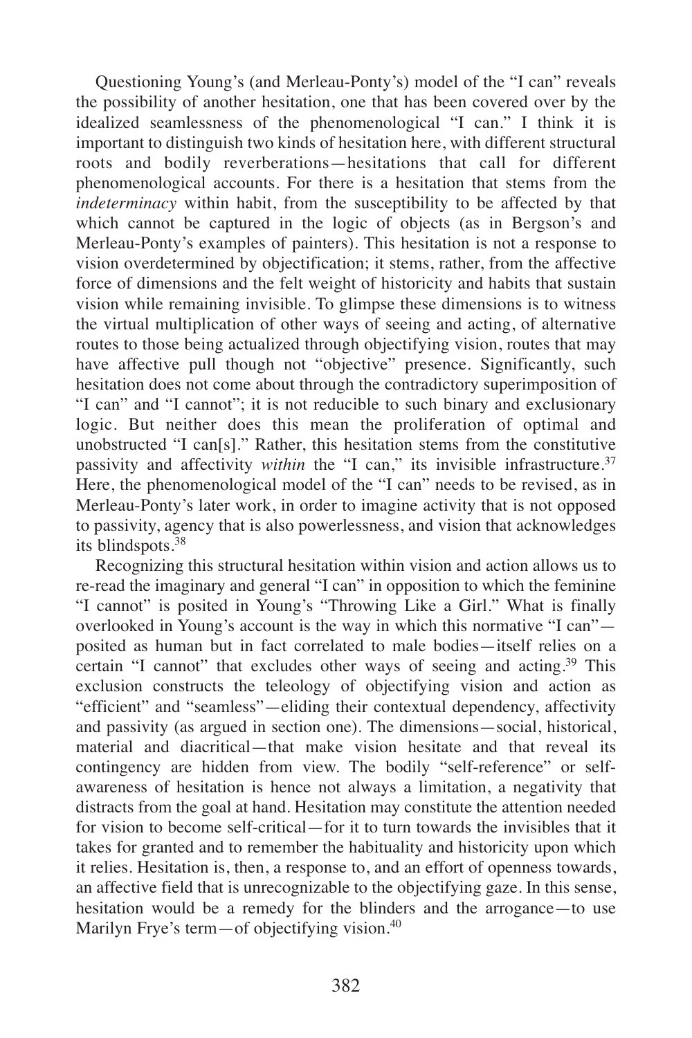Questioning Young's (and Merleau-Ponty's) model of the "I can" reveals the possibility of another hesitation, one that has been covered over by the idealized seamlessness of the phenomenological "I can." I think it is important to distinguish two kinds of hesitation here, with different structural roots and bodily reverberations—hesitations that call for different phenomenological accounts. For there is a hesitation that stems from the *indeterminacy* within habit, from the susceptibility to be affected by that which cannot be captured in the logic of objects (as in Bergson's and Merleau-Ponty's examples of painters). This hesitation is not a response to vision overdetermined by objectification; it stems, rather, from the affective force of dimensions and the felt weight of historicity and habits that sustain vision while remaining invisible. To glimpse these dimensions is to witness the virtual multiplication of other ways of seeing and acting, of alternative routes to those being actualized through objectifying vision, routes that may have affective pull though not "objective" presence. Significantly, such hesitation does not come about through the contradictory superimposition of "I can" and "I cannot"; it is not reducible to such binary and exclusionary logic. But neither does this mean the proliferation of optimal and unobstructed "I can[s]." Rather, this hesitation stems from the constitutive passivity and affectivity *within* the "I can," its invisible infrastructure.[37] Here, the phenomenological model of the "I can" needs to be revised, as in Merleau-Ponty's later work, in order to imagine activity that is not opposed to passivity, agency that is also powerlessness, and vision that acknowledges its blindspots.[38]

Recognizing this structural hesitation within vision and action allows us to re-read the imaginary and general "I can" in opposition to which the feminine "I cannot" is posited in Young's "Throwing Like a Girl." What is finally overlooked in Young's account is the way in which this normative "I can"—posited as human but in fact correlated to male bodies—itself relies on a certain "I cannot" that excludes other ways of seeing and acting.[39] This exclusion constructs the teleology of objectifying vision and action as "efficient" and "seamless"—eliding their contextual dependency, affectivity and passivity (as argued in section one). The dimensions—social, historical, material and diacritical—that make vision hesitate and that reveal its contingency are hidden from view. The bodily "self-reference" or self-awareness of hesitation is hence not always a limitation, a negativity that distracts from the goal at hand. Hesitation may constitute the attention needed for vision to become self-critical—for it to turn towards the invisibles that it takes for granted and to remember the habituality and historicity upon which it relies. Hesitation is, then, a response to, and an effort of openness towards, an affective field that is unrecognizable to the objectifying gaze. In this sense, hesitation would be a remedy for the blinders and the arrogance—to use Marilyn Frye's term—of objectifying vision.[40]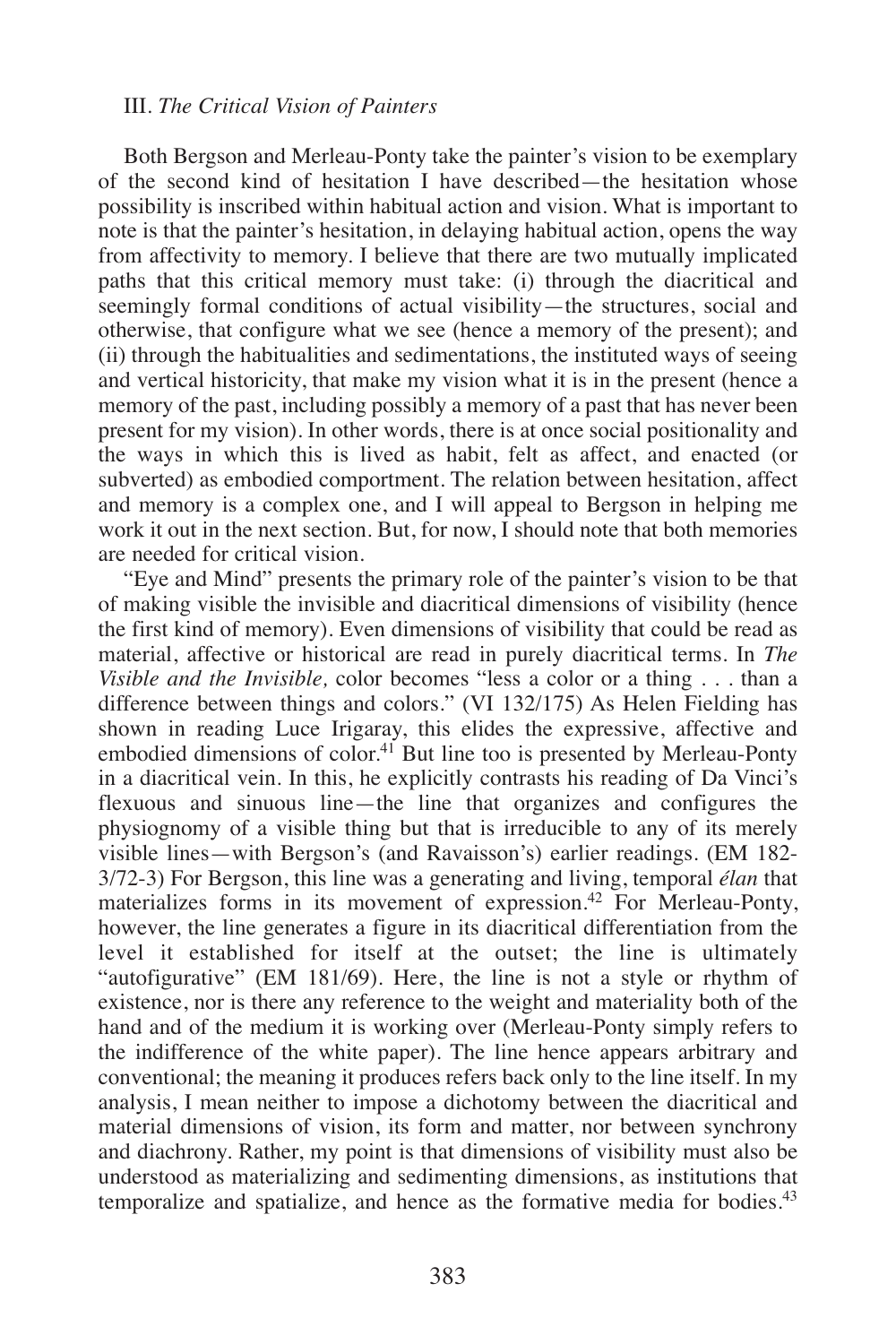### III. *The Critical Vision of Painters*

Both Bergson and Merleau-Ponty take the painter's vision to be exemplary of the second kind of hesitation I have described—the hesitation whose possibility is inscribed within habitual action and vision. What is important to note is that the painter's hesitation, in delaying habitual action, opens the way from affectivity to memory. I believe that there are two mutually implicated paths that this critical memory must take: (i) through the diacritical and seemingly formal conditions of actual visibility—the structures, social and otherwise, that configure what we see (hence a memory of the present); and (ii) through the habitualities and sedimentations, the instituted ways of seeing and vertical historicity, that make my vision what it is in the present (hence a memory of the past, including possibly a memory of a past that has never been present for my vision). In other words, there is at once social positionality and the ways in which this is lived as habit, felt as affect, and enacted (or subverted) as embodied comportment. The relation between hesitation, affect and memory is a complex one, and I will appeal to Bergson in helping me work it out in the next section. But, for now, I should note that both memories are needed for critical vision.

"Eye and Mind" presents the primary role of the painter's vision to be that of making visible the invisible and diacritical dimensions of visibility (hence the first kind of memory). Even dimensions of visibility that could be read as material, affective or historical are read in purely diacritical terms. In *The Visible and the Invisible,* color becomes "less a color or a thing . . . than a difference between things and colors." (VI 132/175) As Helen Fielding has shown in reading Luce Irigaray, this elides the expressive, affective and embodied dimensions of color.[41] But line too is presented by Merleau-Ponty in a diacritical vein. In this, he explicitly contrasts his reading of Da Vinci's flexuous and sinuous line—the line that organizes and configures the physiognomy of a visible thing but that is irreducible to any of its merely visible lines—with Bergson's (and Ravaisson's) earlier readings. (EM 182-3/72-3) For Bergson, this line was a generating and living, temporal *élan* that materializes forms in its movement of expression.[42] For Merleau-Ponty, however, the line generates a figure in its diacritical differentiation from the level it established for itself at the outset; the line is ultimately "autofigurative" (EM 181/69). Here, the line is not a style or rhythm of existence, nor is there any reference to the weight and materiality both of the hand and of the medium it is working over (Merleau-Ponty simply refers to the indifference of the white paper). The line hence appears arbitrary and conventional; the meaning it produces refers back only to the line itself. In my analysis, I mean neither to impose a dichotomy between the diacritical and material dimensions of vision, its form and matter, nor between synchrony and diachrony. Rather, my point is that dimensions of visibility must also be understood as materializing and sedimenting dimensions, as institutions that temporalize and spatialize, and hence as the formative media for bodies.[43]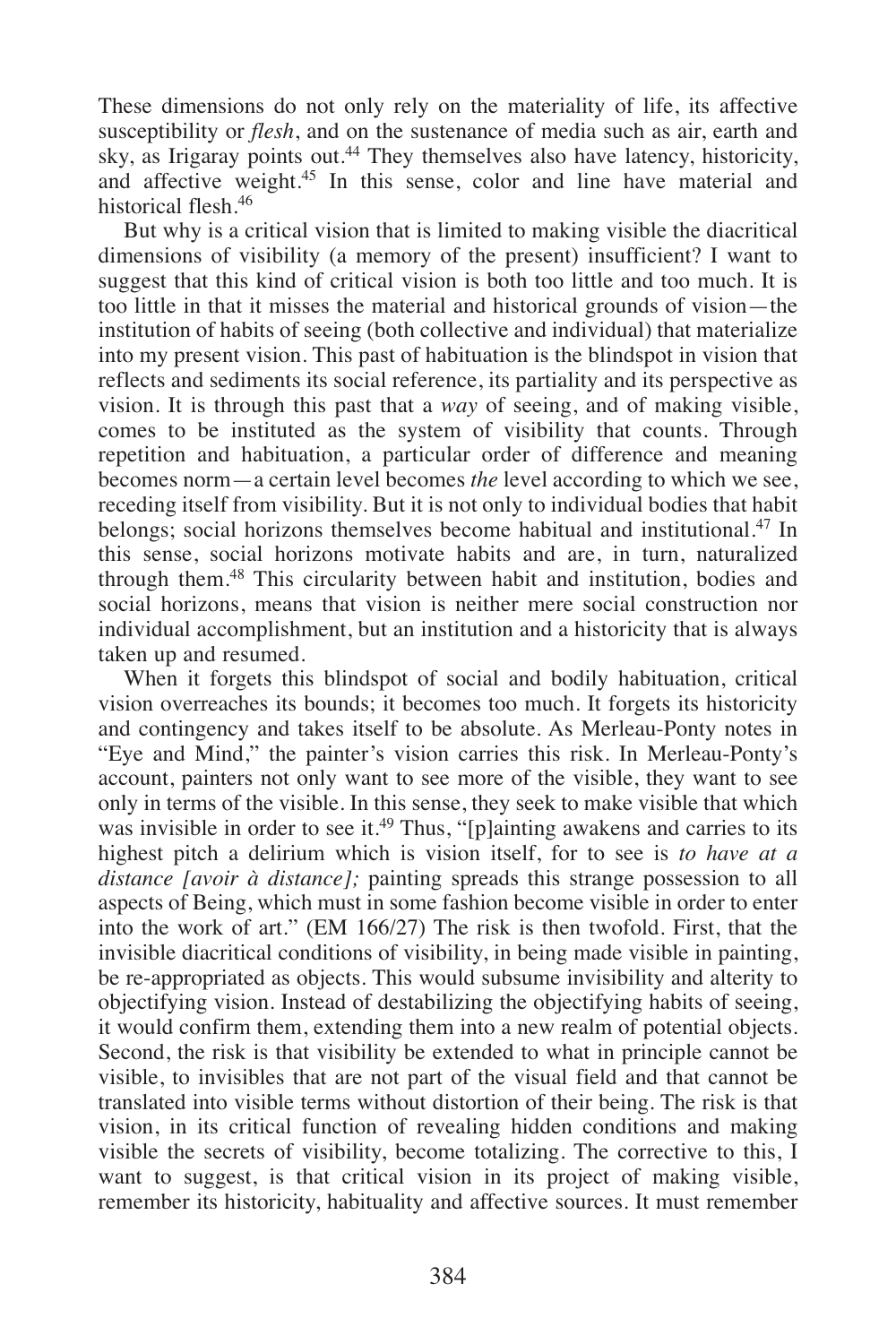These dimensions do not only rely on the materiality of life, its affective susceptibility or *flesh*, and on the sustenance of media such as air, earth and sky, as Irigaray points out.[44] They themselves also have latency, historicity, and affective weight.[45] In this sense, color and line have material and historical flesh.[46]

But why is a critical vision that is limited to making visible the diacritical dimensions of visibility (a memory of the present) insufficient? I want to suggest that this kind of critical vision is both too little and too much. It is too little in that it misses the material and historical grounds of vision—the institution of habits of seeing (both collective and individual) that materialize into my present vision. This past of habituation is the blindspot in vision that reflects and sediments its social reference, its partiality and its perspective as vision. It is through this past that a *way* of seeing, and of making visible, comes to be instituted as the system of visibility that counts. Through repetition and habituation, a particular order of difference and meaning becomes norm—a certain level becomes *the* level according to which we see, receding itself from visibility. But it is not only to individual bodies that habit belongs; social horizons themselves become habitual and institutional.[47] In this sense, social horizons motivate habits and are, in turn, naturalized through them.[48] This circularity between habit and institution, bodies and social horizons, means that vision is neither mere social construction nor individual accomplishment, but an institution and a historicity that is always taken up and resumed.

When it forgets this blindspot of social and bodily habituation, critical vision overreaches its bounds; it becomes too much. It forgets its historicity and contingency and takes itself to be absolute. As Merleau-Ponty notes in "Eye and Mind," the painter's vision carries this risk. In Merleau-Ponty's account, painters not only want to see more of the visible, they want to see only in terms of the visible. In this sense, they seek to make visible that which was invisible in order to see it.[49] Thus, "[p]ainting awakens and carries to its highest pitch a delirium which is vision itself, for to see is *to have at a distance [avoir à distance];* painting spreads this strange possession to all aspects of Being, which must in some fashion become visible in order to enter into the work of art." (EM 166/27) The risk is then twofold. First, that the invisible diacritical conditions of visibility, in being made visible in painting, be re-appropriated as objects. This would subsume invisibility and alterity to objectifying vision. Instead of destabilizing the objectifying habits of seeing, it would confirm them, extending them into a new realm of potential objects. Second, the risk is that visibility be extended to what in principle cannot be visible, to invisibles that are not part of the visual field and that cannot be translated into visible terms without distortion of their being. The risk is that vision, in its critical function of revealing hidden conditions and making visible the secrets of visibility, become totalizing. The corrective to this, I want to suggest, is that critical vision in its project of making visible, remember its historicity, habituality and affective sources. It must remember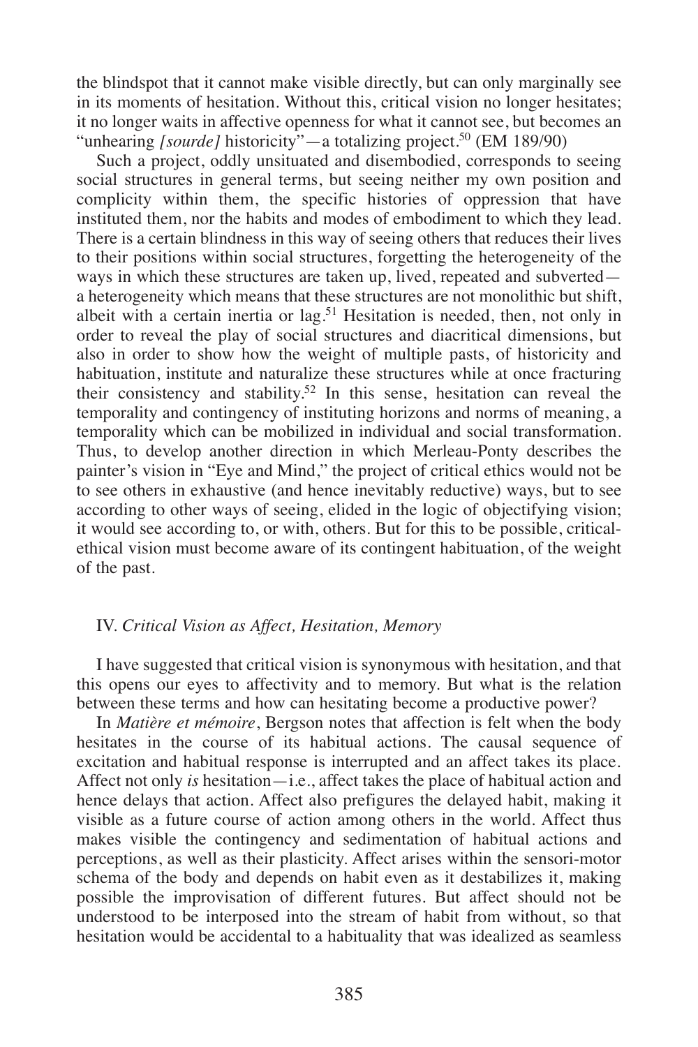the blindspot that it cannot make visible directly, but can only marginally see in its moments of hesitation. Without this, critical vision no longer hesitates; it no longer waits in affective openness for what it cannot see, but becomes an "unhearing *[sourde]* historicity"—a totalizing project.[50] (EM 189/90)

Such a project, oddly unsituated and disembodied, corresponds to seeing social structures in general terms, but seeing neither my own position and complicity within them, the specific histories of oppression that have instituted them, nor the habits and modes of embodiment to which they lead. There is a certain blindness in this way of seeing others that reduces their lives to their positions within social structures, forgetting the heterogeneity of the ways in which these structures are taken up, lived, repeated and subverted—a heterogeneity which means that these structures are not monolithic but shift, albeit with a certain inertia or lag.[51] Hesitation is needed, then, not only in order to reveal the play of social structures and diacritical dimensions, but also in order to show how the weight of multiple pasts, of historicity and habituation, institute and naturalize these structures while at once fracturing their consistency and stability.[52] In this sense, hesitation can reveal the temporality and contingency of instituting horizons and norms of meaning, a temporality which can be mobilized in individual and social transformation. Thus, to develop another direction in which Merleau-Ponty describes the painter's vision in "Eye and Mind," the project of critical ethics would not be to see others in exhaustive (and hence inevitably reductive) ways, but to see according to other ways of seeing, elided in the logic of objectifying vision; it would see according to, or with, others. But for this to be possible, critical-ethical vision must become aware of its contingent habituation, of the weight of the past.

## IV. *Critical Vision as Affect, Hesitation, Memory*

I have suggested that critical vision is synonymous with hesitation, and that this opens our eyes to affectivity and to memory. But what is the relation between these terms and how can hesitating become a productive power?

In *Matière et mémoire*, Bergson notes that affection is felt when the body hesitates in the course of its habitual actions. The causal sequence of excitation and habitual response is interrupted and an affect takes its place. Affect not only *is* hesitation—i.e., affect takes the place of habitual action and hence delays that action. Affect also prefigures the delayed habit, making it visible as a future course of action among others in the world. Affect thus makes visible the contingency and sedimentation of habitual actions and perceptions, as well as their plasticity. Affect arises within the sensori-motor schema of the body and depends on habit even as it destabilizes it, making possible the improvisation of different futures. But affect should not be understood to be interposed into the stream of habit from without, so that hesitation would be accidental to a habituality that was idealized as seamless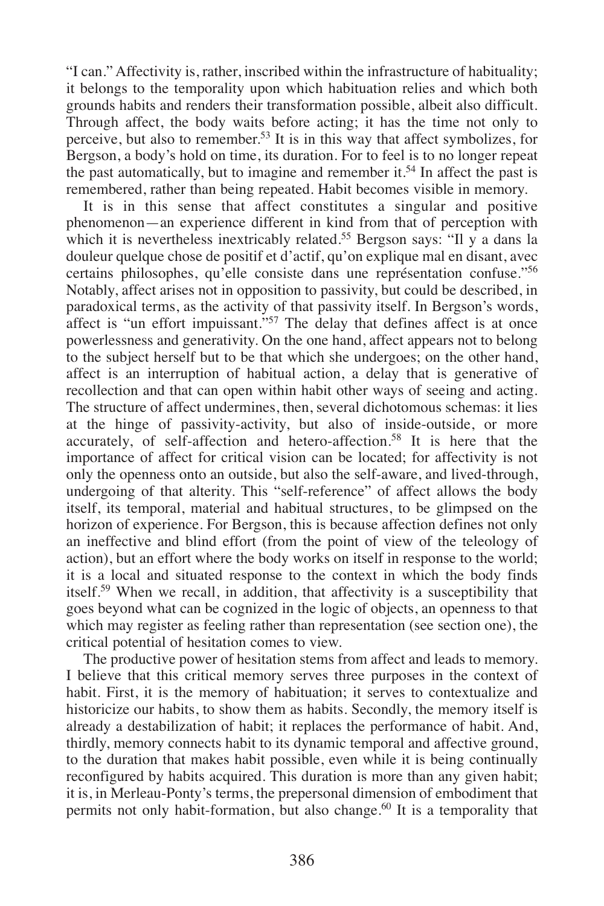"I can." Affectivity is, rather, inscribed within the infrastructure of habituality; it belongs to the temporality upon which habituation relies and which both grounds habits and renders their transformation possible, albeit also difficult. Through affect, the body waits before acting; it has the time not only to perceive, but also to remember.[53] It is in this way that affect symbolizes, for Bergson, a body's hold on time, its duration. For to feel is to no longer repeat the past automatically, but to imagine and remember it.[54] In affect the past is remembered, rather than being repeated. Habit becomes visible in memory.

It is in this sense that affect constitutes a singular and positive phenomenon—an experience different in kind from that of perception with which it is nevertheless inextricably related.[55] Bergson says: "Il y a dans la douleur quelque chose de positif et d'actif, qu'on explique mal en disant, avec certains philosophes, qu'elle consiste dans une représentation confuse."[56] Notably, affect arises not in opposition to passivity, but could be described, in paradoxical terms, as the activity of that passivity itself. In Bergson's words, affect is "un effort impuissant."[57] The delay that defines affect is at once powerlessness and generativity. On the one hand, affect appears not to belong to the subject herself but to be that which she undergoes; on the other hand, affect is an interruption of habitual action, a delay that is generative of recollection and that can open within habit other ways of seeing and acting. The structure of affect undermines, then, several dichotomous schemas: it lies at the hinge of passivity-activity, but also of inside-outside, or more accurately, of self-affection and hetero-affection.[58] It is here that the importance of affect for critical vision can be located; for affectivity is not only the openness onto an outside, but also the self-aware, and lived-through, undergoing of that alterity. This "self-reference" of affect allows the body itself, its temporal, material and habitual structures, to be glimpsed on the horizon of experience. For Bergson, this is because affection defines not only an ineffective and blind effort (from the point of view of the teleology of action), but an effort where the body works on itself in response to the world; it is a local and situated response to the context in which the body finds itself.[59] When we recall, in addition, that affectivity is a susceptibility that goes beyond what can be cognized in the logic of objects, an openness to that which may register as feeling rather than representation (see section one), the critical potential of hesitation comes to view.

The productive power of hesitation stems from affect and leads to memory. I believe that this critical memory serves three purposes in the context of habit. First, it is the memory of habituation; it serves to contextualize and historicize our habits, to show them as habits. Secondly, the memory itself is already a destabilization of habit; it replaces the performance of habit. And, thirdly, memory connects habit to its dynamic temporal and affective ground, to the duration that makes habit possible, even while it is being continually reconfigured by habits acquired. This duration is more than any given habit; it is, in Merleau-Ponty's terms, the prepersonal dimension of embodiment that permits not only habit-formation, but also change.[60] It is a temporality that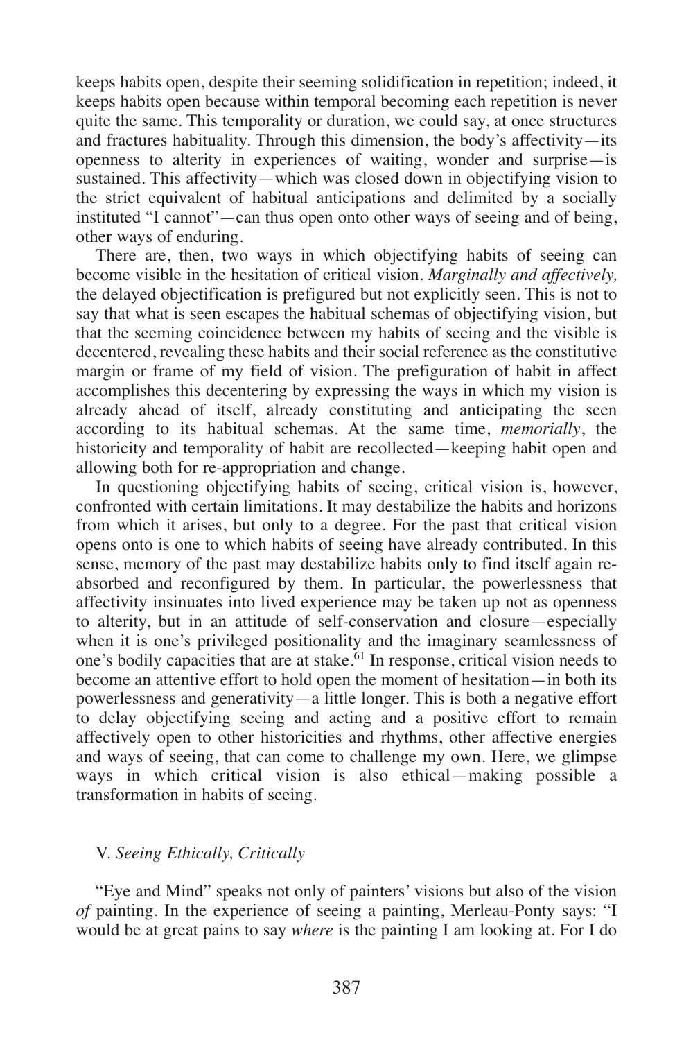keeps habits open, despite their seeming solidification in repetition; indeed, it keeps habits open because within temporal becoming each repetition is never quite the same. This temporality or duration, we could say, at once structures and fractures habituality. Through this dimension, the body's affectivity—its openness to alterity in experiences of waiting, wonder and surprise—is sustained. This affectivity—which was closed down in objectifying vision to the strict equivalent of habitual anticipations and delimited by a socially instituted "I cannot"—can thus open onto other ways of seeing and of being, other ways of enduring.

There are, then, two ways in which objectifying habits of seeing can become visible in the hesitation of critical vision. *Marginally and affectively,* the delayed objectification is prefigured but not explicitly seen. This is not to say that what is seen escapes the habitual schemas of objectifying vision, but that the seeming coincidence between my habits of seeing and the visible is decentered, revealing these habits and their social reference as the constitutive margin or frame of my field of vision. The prefiguration of habit in affect accomplishes this decentering by expressing the ways in which my vision is already ahead of itself, already constituting and anticipating the seen according to its habitual schemas. At the same time, *memorially*, the historicity and temporality of habit are recollected—keeping habit open and allowing both for re-appropriation and change.

In questioning objectifying habits of seeing, critical vision is, however, confronted with certain limitations. It may destabilize the habits and horizons from which it arises, but only to a degree. For the past that critical vision opens onto is one to which habits of seeing have already contributed. In this sense, memory of the past may destabilize habits only to find itself again re-absorbed and reconfigured by them. In particular, the powerlessness that affectivity insinuates into lived experience may be taken up not as openness to alterity, but in an attitude of self-conservation and closure—especially when it is one's privileged positionality and the imaginary seamlessness of one's bodily capacities that are at stake.[61] In response, critical vision needs to become an attentive effort to hold open the moment of hesitation—in both its powerlessness and generativity—a little longer. This is both a negative effort to delay objectifying seeing and acting and a positive effort to remain affectively open to other historicities and rhythms, other affective energies and ways of seeing, that can come to challenge my own. Here, we glimpse ways in which critical vision is also ethical—making possible a transformation in habits of seeing.

## V. *Seeing Ethically, Critically*

"Eye and Mind" speaks not only of painters' visions but also of the vision *of* painting. In the experience of seeing a painting, Merleau-Ponty says: "I would be at great pains to say *where* is the painting I am looking at. For I do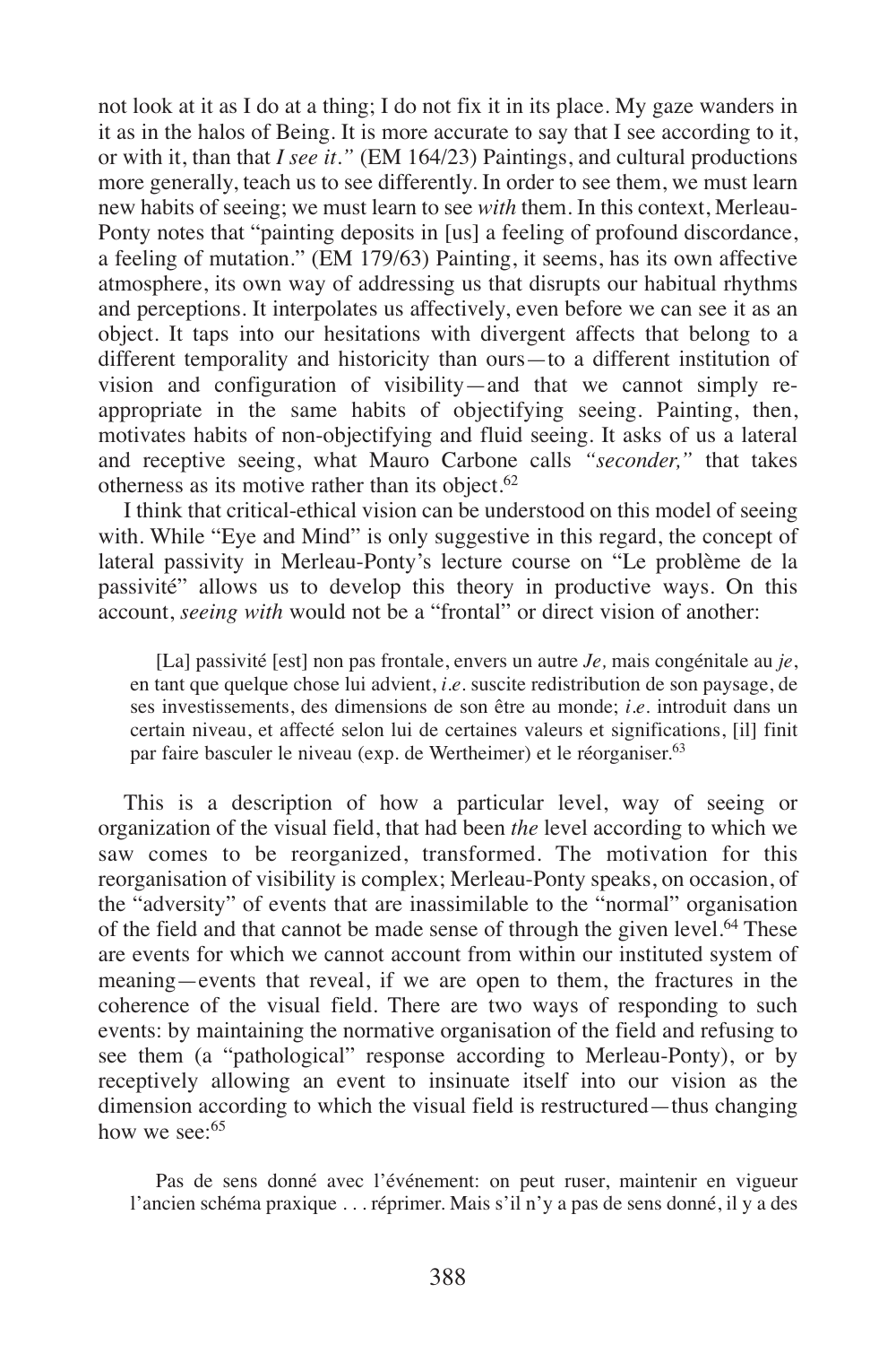not look at it as I do at a thing; I do not fix it in its place. My gaze wanders in it as in the halos of Being. It is more accurate to say that I see according to it, or with it, than that *I see it.*" (EM 164/23) Paintings, and cultural productions more generally, teach us to see differently. In order to see them, we must learn new habits of seeing; we must learn to see *with* them. In this context, Merleau-Ponty notes that "painting deposits in [us] a feeling of profound discordance, a feeling of mutation." (EM 179/63) Painting, it seems, has its own affective atmosphere, its own way of addressing us that disrupts our habitual rhythms and perceptions. It interpolates us affectively, even before we can see it as an object. It taps into our hesitations with divergent affects that belong to a different temporality and historicity than ours—to a different institution of vision and configuration of visibility—and that we cannot simply re-appropriate in the same habits of objectifying seeing. Painting, then, motivates habits of non-objectifying and fluid seeing. It asks of us a lateral and receptive seeing, what Mauro Carbone calls *"seconder,"* that takes otherness as its motive rather than its object.[62]

I think that critical-ethical vision can be understood on this model of seeing with. While "Eye and Mind" is only suggestive in this regard, the concept of lateral passivity in Merleau-Ponty's lecture course on "Le problème de la passivité" allows us to develop this theory in productive ways. On this account, *seeing with* would not be a "frontal" or direct vision of another:

> [La] passivité [est] non pas frontale, envers un autre *Je,* mais congénitale au *je*, en tant que quelque chose lui advient, *i.e.* suscite redistribution de son paysage, de ses investissements, des dimensions de son être au monde; *i.e.* introduit dans un certain niveau, et affecté selon lui de certaines valeurs et significations, [il] finit par faire basculer le niveau (exp. de Wertheimer) et le réorganiser.[63]

This is a description of how a particular level, way of seeing or organization of the visual field, that had been *the* level according to which we saw comes to be reorganized, transformed. The motivation for this reorganisation of visibility is complex; Merleau-Ponty speaks, on occasion, of the "adversity" of events that are inassimilable to the "normal" organisation of the field and that cannot be made sense of through the given level.[64] These are events for which we cannot account from within our instituted system of meaning—events that reveal, if we are open to them, the fractures in the coherence of the visual field. There are two ways of responding to such events: by maintaining the normative organisation of the field and refusing to see them (a "pathological" response according to Merleau-Ponty), or by receptively allowing an event to insinuate itself into our vision as the dimension according to which the visual field is restructured—thus changing how we see:[65]

> Pas de sens donné avec l'événement: on peut ruser, maintenir en vigueur l'ancien schéma praxique . . . réprimer. Mais s'il n'y a pas de sens donné, il y a des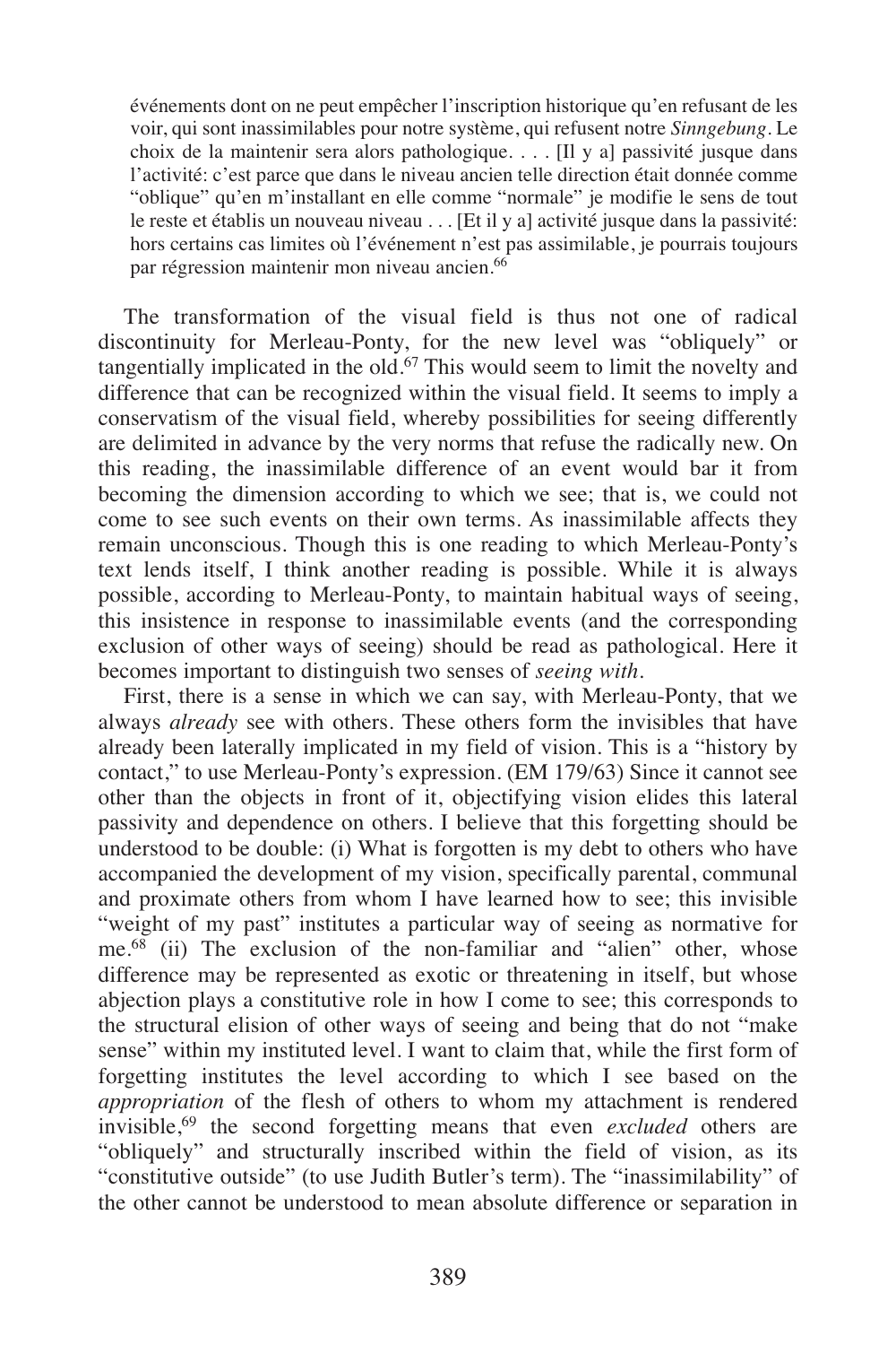> événements dont on ne peut empêcher l'inscription historique qu'en refusant de les voir, qui sont inassimilables pour notre système, qui refusent notre *Sinngebung*. Le choix de la maintenir sera alors pathologique. . . . [Il y a] passivité jusque dans l'activité: c'est parce que dans le niveau ancien telle direction était donnée comme "oblique" qu'en m'installant en elle comme "normale" je modifie le sens de tout le reste et établis un nouveau niveau . . . [Et il y a] activité jusque dans la passivité: hors certains cas limites où l'événement n'est pas assimilable, je pourrais toujours par régression maintenir mon niveau ancien.[66]

The transformation of the visual field is thus not one of radical discontinuity for Merleau-Ponty, for the new level was "obliquely" or tangentially implicated in the old.[67] This would seem to limit the novelty and difference that can be recognized within the visual field. It seems to imply a conservatism of the visual field, whereby possibilities for seeing differently are delimited in advance by the very norms that refuse the radically new. On this reading, the inassimilable difference of an event would bar it from becoming the dimension according to which we see; that is, we could not come to see such events on their own terms. As inassimilable affects they remain unconscious. Though this is one reading to which Merleau-Ponty's text lends itself, I think another reading is possible. While it is always possible, according to Merleau-Ponty, to maintain habitual ways of seeing, this insistence in response to inassimilable events (and the corresponding exclusion of other ways of seeing) should be read as pathological. Here it becomes important to distinguish two senses of *seeing with*.

First, there is a sense in which we can say, with Merleau-Ponty, that we always *already* see with others. These others form the invisibles that have already been laterally implicated in my field of vision. This is a "history by contact," to use Merleau-Ponty's expression. (EM 179/63) Since it cannot see other than the objects in front of it, objectifying vision elides this lateral passivity and dependence on others. I believe that this forgetting should be understood to be double: (i) What is forgotten is my debt to others who have accompanied the development of my vision, specifically parental, communal and proximate others from whom I have learned how to see; this invisible "weight of my past" institutes a particular way of seeing as normative for me.[68] (ii) The exclusion of the non-familiar and "alien" other, whose difference may be represented as exotic or threatening in itself, but whose abjection plays a constitutive role in how I come to see; this corresponds to the structural elision of other ways of seeing and being that do not "make sense" within my instituted level. I want to claim that, while the first form of forgetting institutes the level according to which I see based on the *appropriation* of the flesh of others to whom my attachment is rendered invisible,[69] the second forgetting means that even *excluded* others are "obliquely" and structurally inscribed within the field of vision, as its "constitutive outside" (to use Judith Butler's term). The "inassimilability" of the other cannot be understood to mean absolute difference or separation in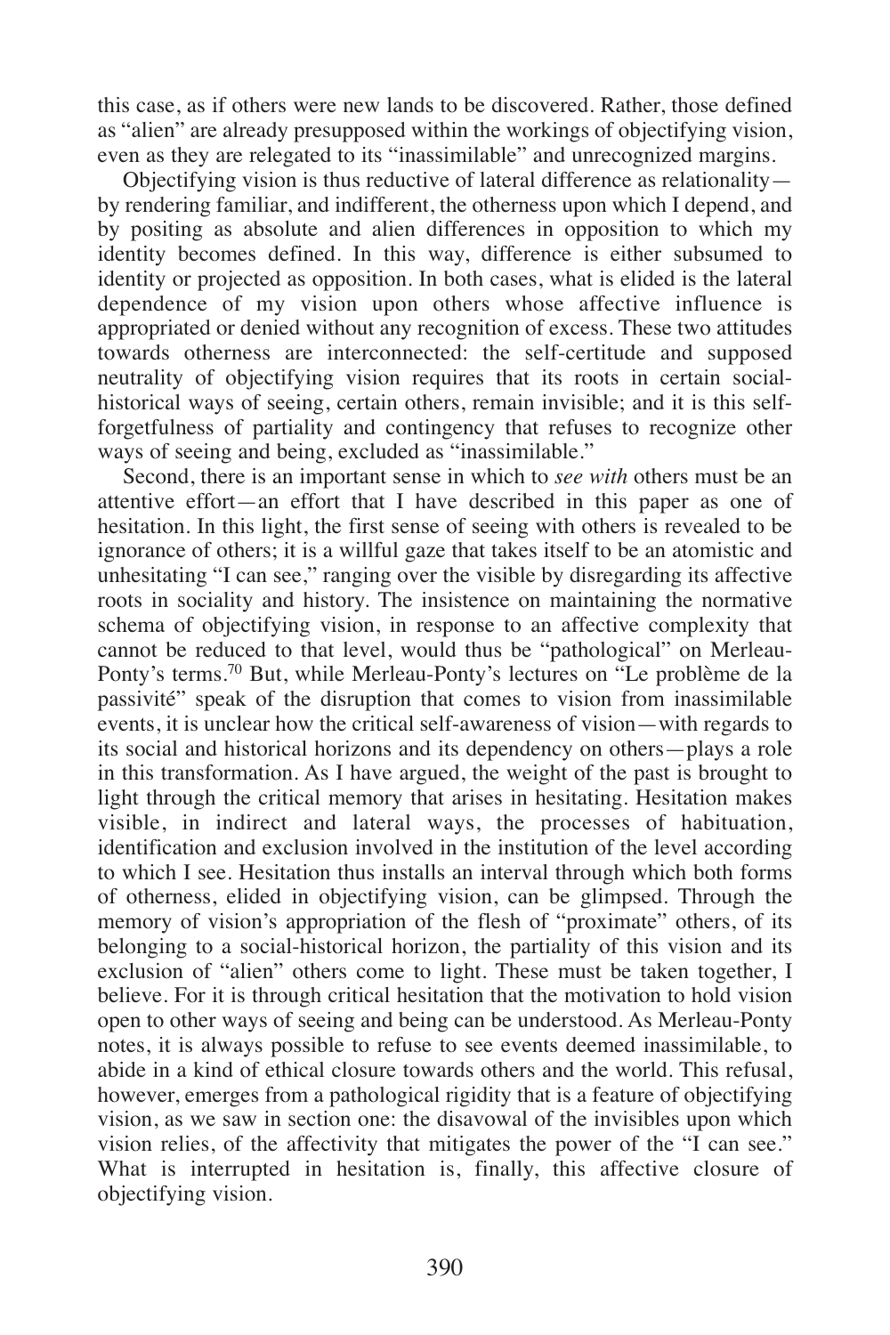this case, as if others were new lands to be discovered. Rather, those defined as "alien" are already presupposed within the workings of objectifying vision, even as they are relegated to its "inassimilable" and unrecognized margins.

Objectifying vision is thus reductive of lateral difference as relationality—by rendering familiar, and indifferent, the otherness upon which I depend, and by positing as absolute and alien differences in opposition to which my identity becomes defined. In this way, difference is either subsumed to identity or projected as opposition. In both cases, what is elided is the lateral dependence of my vision upon others whose affective influence is appropriated or denied without any recognition of excess. These two attitudes towards otherness are interconnected: the self-certitude and supposed neutrality of objectifying vision requires that its roots in certain social-historical ways of seeing, certain others, remain invisible; and it is this self-forgetfulness of partiality and contingency that refuses to recognize other ways of seeing and being, excluded as "inassimilable."

Second, there is an important sense in which to *see with* others must be an attentive effort—an effort that I have described in this paper as one of hesitation. In this light, the first sense of seeing with others is revealed to be ignorance of others; it is a willful gaze that takes itself to be an atomistic and unhesitating "I can see," ranging over the visible by disregarding its affective roots in sociality and history. The insistence on maintaining the normative schema of objectifying vision, in response to an affective complexity that cannot be reduced to that level, would thus be "pathological" on Merleau-Ponty's terms.[70] But, while Merleau-Ponty's lectures on "Le problème de la passivité" speak of the disruption that comes to vision from inassimilable events, it is unclear how the critical self-awareness of vision—with regards to its social and historical horizons and its dependency on others—plays a role in this transformation. As I have argued, the weight of the past is brought to light through the critical memory that arises in hesitating. Hesitation makes visible, in indirect and lateral ways, the processes of habituation, identification and exclusion involved in the institution of the level according to which I see. Hesitation thus installs an interval through which both forms of otherness, elided in objectifying vision, can be glimpsed. Through the memory of vision's appropriation of the flesh of "proximate" others, of its belonging to a social-historical horizon, the partiality of this vision and its exclusion of "alien" others come to light. These must be taken together, I believe. For it is through critical hesitation that the motivation to hold vision open to other ways of seeing and being can be understood. As Merleau-Ponty notes, it is always possible to refuse to see events deemed inassimilable, to abide in a kind of ethical closure towards others and the world. This refusal, however, emerges from a pathological rigidity that is a feature of objectifying vision, as we saw in section one: the disavowal of the invisibles upon which vision relies, of the affectivity that mitigates the power of the "I can see." What is interrupted in hesitation is, finally, this affective closure of objectifying vision.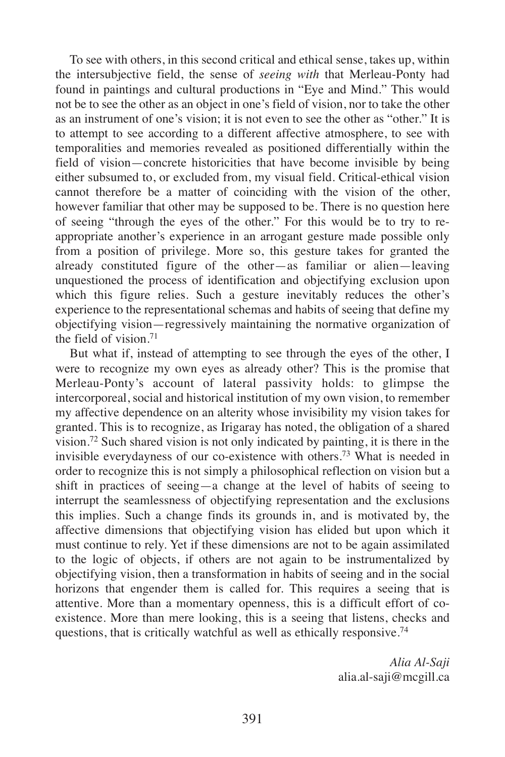To see with others, in this second critical and ethical sense, takes up, within the intersubjective field, the sense of *seeing with* that Merleau-Ponty had found in paintings and cultural productions in "Eye and Mind." This would not be to see the other as an object in one's field of vision, nor to take the other as an instrument of one's vision; it is not even to see the other as "other." It is to attempt to see according to a different affective atmosphere, to see with temporalities and memories revealed as positioned differentially within the field of vision—concrete historicities that have become invisible by being either subsumed to, or excluded from, my visual field. Critical-ethical vision cannot therefore be a matter of coinciding with the vision of the other, however familiar that other may be supposed to be. There is no question here of seeing "through the eyes of the other." For this would be to try to re-appropriate another's experience in an arrogant gesture made possible only from a position of privilege. More so, this gesture takes for granted the already constituted figure of the other—as familiar or alien—leaving unquestioned the process of identification and objectifying exclusion upon which this figure relies. Such a gesture inevitably reduces the other's experience to the representational schemas and habits of seeing that define my objectifying vision—regressively maintaining the normative organization of the field of vision.[71]

But what if, instead of attempting to see through the eyes of the other, I were to recognize my own eyes as already other? This is the promise that Merleau-Ponty's account of lateral passivity holds: to glimpse the intercorporeal, social and historical institution of my own vision, to remember my affective dependence on an alterity whose invisibility my vision takes for granted. This is to recognize, as Irigaray has noted, the obligation of a shared vision.[72] Such shared vision is not only indicated by painting, it is there in the invisible everydayness of our co-existence with others.[73] What is needed in order to recognize this is not simply a philosophical reflection on vision but a shift in practices of seeing—a change at the level of habits of seeing to interrupt the seamlessness of objectifying representation and the exclusions this implies. Such a change finds its grounds in, and is motivated by, the affective dimensions that objectifying vision has elided but upon which it must continue to rely. Yet if these dimensions are not to be again assimilated to the logic of objects, if others are not again to be instrumentalized by objectifying vision, then a transformation in habits of seeing and in the social horizons that engender them is called for. This requires a seeing that is attentive. More than a momentary openness, this is a difficult effort of co-existence. More than mere looking, this is a seeing that listens, checks and questions, that is critically watchful as well as ethically responsive.[74]

*Alia Al-Saji*
alia.al-saji@mcgill.ca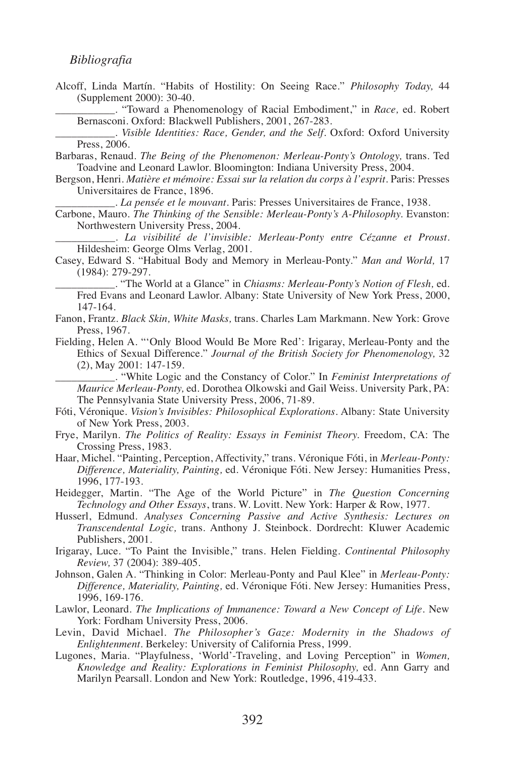*Bibliografia*

Alcoff, Linda Martín. "Habits of Hostility: On Seeing Race." *Philosophy Today,* 44 (Supplement 2000): 30-40.

\_\_\_\_\_\_\_\_\_\_\_. "Toward a Phenomenology of Racial Embodiment," in *Race,* ed. Robert Bernasconi. Oxford: Blackwell Publishers, 2001, 267-283.

\_\_\_\_\_\_\_\_\_\_\_. *Visible Identities: Race, Gender, and the Self*. Oxford: Oxford University Press, 2006.

Barbaras, Renaud. *The Being of the Phenomenon: Merleau-Ponty's Ontology,* trans. Ted Toadvine and Leonard Lawlor. Bloomington: Indiana University Press, 2004.

Bergson, Henri. *Matière et mémoire: Essai sur la relation du corps à l'esprit*. Paris: Presses Universitaires de France, 1896.

\_\_\_\_\_\_\_\_\_\_\_. *La pensée et le mouvant*. Paris: Presses Universitaires de France, 1938.

Carbone, Mauro. *The Thinking of the Sensible: Merleau-Ponty's A-Philosophy.* Evanston: Northwestern University Press, 2004.

\_\_\_\_\_\_\_\_\_\_\_. *La visibilité de l'invisible: Merleau-Ponty entre Cézanne et Proust*. Hildesheim: George Olms Verlag, 2001.

Casey, Edward S. "Habitual Body and Memory in Merleau-Ponty." *Man and World,* 17 (1984): 279-297.

\_\_\_\_\_\_\_\_\_\_\_. "The World at a Glance" in *Chiasms: Merleau-Ponty's Notion of Flesh,* ed. Fred Evans and Leonard Lawlor. Albany: State University of New York Press, 2000, 147-164.

Fanon, Frantz. *Black Skin, White Masks,* trans. Charles Lam Markmann. New York: Grove Press, 1967.

Fielding, Helen A. "'Only Blood Would Be More Red': Irigaray, Merleau-Ponty and the Ethics of Sexual Difference." *Journal of the British Society for Phenomenology,* 32 (2), May 2001: 147-159.

\_\_\_\_\_\_\_\_\_\_\_. "White Logic and the Constancy of Color." In *Feminist Interpretations of Maurice Merleau-Ponty,* ed. Dorothea Olkowski and Gail Weiss. University Park, PA: The Pennsylvania State University Press, 2006, 71-89.

Fóti, Véronique. *Vision's Invisibles: Philosophical Explorations*. Albany: State University of New York Press, 2003.

Frye, Marilyn. *The Politics of Reality: Essays in Feminist Theory.* Freedom, CA: The Crossing Press, 1983.

Haar, Michel. "Painting, Perception, Affectivity," trans. Véronique Fóti, in *Merleau-Ponty: Difference, Materiality, Painting,* ed. Véronique Fóti. New Jersey: Humanities Press, 1996, 177-193.

Heidegger, Martin. "The Age of the World Picture" in *The Question Concerning Technology and Other Essays*, trans. W. Lovitt. New York: Harper & Row, 1977.

Husserl, Edmund. *Analyses Concerning Passive and Active Synthesis: Lectures on Transcendental Logic,* trans. Anthony J. Steinbock. Dordrecht: Kluwer Academic Publishers, 2001.

Irigaray, Luce. "To Paint the Invisible," trans. Helen Fielding. *Continental Philosophy Review,* 37 (2004): 389-405.

Johnson, Galen A. "Thinking in Color: Merleau-Ponty and Paul Klee" in *Merleau-Ponty: Difference, Materiality, Painting,* ed. Véronique Fóti. New Jersey: Humanities Press, 1996, 169-176.

Lawlor, Leonard. *The Implications of Immanence: Toward a New Concept of Life*. New York: Fordham University Press, 2006.

Levin, David Michael. *The Philosopher's Gaze: Modernity in the Shadows of Enlightenment*. Berkeley: University of California Press, 1999.

Lugones, Maria. "Playfulness, 'World'-Traveling, and Loving Perception" in *Women, Knowledge and Reality: Explorations in Feminist Philosophy,* ed. Ann Garry and Marilyn Pearsall. London and New York: Routledge, 1996, 419-433.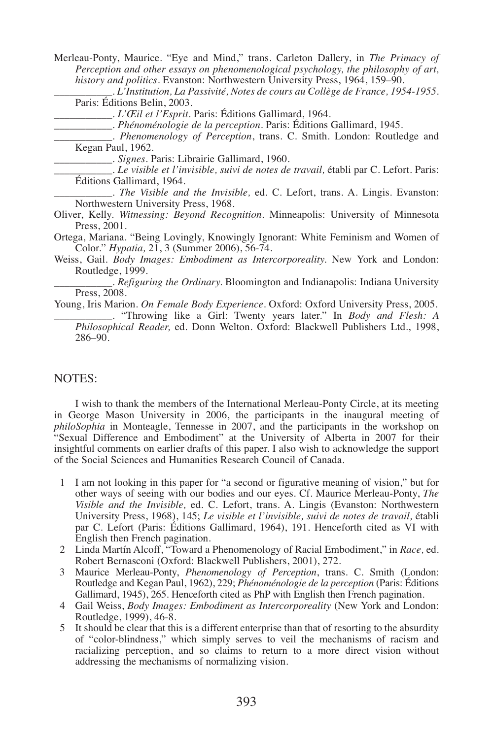Merleau-Ponty, Maurice. "Eye and Mind," trans. Carleton Dallery, in *The Primacy of Perception and other essays on phenomenological psychology, the philosophy of art, history and politics*. Evanston: Northwestern University Press, 1964, 159–90.

___________. *L'Institution, La Passivité, Notes de cours au Collège de France, 1954-1955*. Paris: Éditions Belin, 2003.

___________. *L'Œil et l'Esprit*. Paris: Éditions Gallimard, 1964.

___________. *Phénoménologie de la perception*. Paris: Éditions Gallimard, 1945.

___________. *Phenomenology of Perception*, trans. C. Smith. London: Routledge and Kegan Paul, 1962.

___________. *Signes*. Paris: Librairie Gallimard, 1960.

___________. *Le visible et l'invisible, suivi de notes de travail,* établi par C. Lefort. Paris: Éditions Gallimard, 1964.

___________. *The Visible and the Invisible,* ed. C. Lefort, trans. A. Lingis. Evanston: Northwestern University Press, 1968.

Oliver, Kelly. *Witnessing: Beyond Recognition*. Minneapolis: University of Minnesota Press, 2001.

Ortega, Mariana. "Being Lovingly, Knowingly Ignorant: White Feminism and Women of Color." *Hypatia,* 21, 3 (Summer 2006), 56-74.

Weiss, Gail. *Body Images: Embodiment as Intercorporeality*. New York and London: Routledge, 1999.

___________. *Refiguring the Ordinary*. Bloomington and Indianapolis: Indiana University Press, 2008.

Young, Iris Marion. *On Female Body Experience*. Oxford: Oxford University Press, 2005.

___________. "Throwing like a Girl: Twenty years later." In *Body and Flesh: A Philosophical Reader,* ed. Donn Welton. Oxford: Blackwell Publishers Ltd., 1998, 286–90.

## NOTES:

I wish to thank the members of the International Merleau-Ponty Circle, at its meeting in George Mason University in 2006, the participants in the inaugural meeting of *philoSophia* in Monteagle, Tennesse in 2007, and the participants in the workshop on "Sexual Difference and Embodiment" at the University of Alberta in 2007 for their insightful comments on earlier drafts of this paper. I also wish to acknowledge the support of the Social Sciences and Humanities Research Council of Canada.

1 I am not looking in this paper for "a second or figurative meaning of vision," but for other ways of seeing with our bodies and our eyes. Cf. Maurice Merleau-Ponty, *The Visible and the Invisible,* ed. C. Lefort, trans. A. Lingis (Evanston: Northwestern University Press, 1968), 145; *Le visible et l'invisible, suivi de notes de travail,* établi par C. Lefort (Paris: Éditions Gallimard, 1964), 191. Henceforth cited as VI with English then French pagination.

2 Linda Martín Alcoff, "Toward a Phenomenology of Racial Embodiment," in *Race,* ed. Robert Bernasconi (Oxford: Blackwell Publishers, 2001), 272.

3 Maurice Merleau-Ponty, *Phenomenology of Perception*, trans. C. Smith (London: Routledge and Kegan Paul, 1962), 229; *Phénoménologie de la perception* (Paris: Éditions Gallimard, 1945), 265. Henceforth cited as PhP with English then French pagination.

4 Gail Weiss, *Body Images: Embodiment as Intercorporeality* (New York and London: Routledge, 1999), 46-8.

5 It should be clear that this is a different enterprise than that of resorting to the absurdity of "color-blindness," which simply serves to veil the mechanisms of racism and racializing perception, and so claims to return to a more direct vision without addressing the mechanisms of normalizing vision.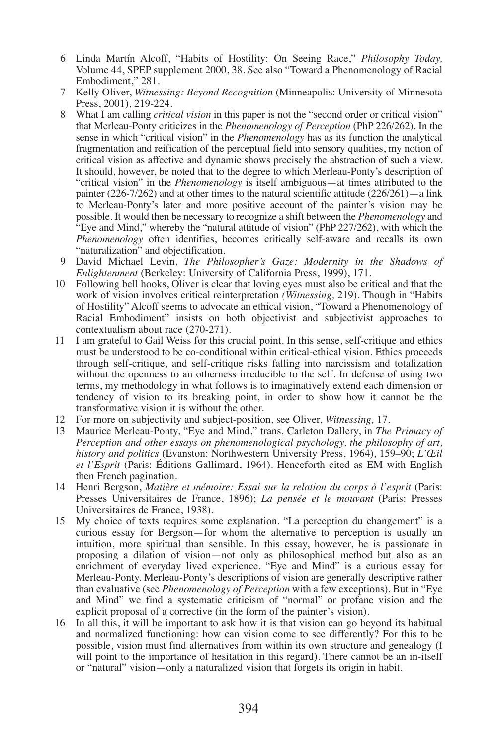6 Linda Martín Alcoff, "Habits of Hostility: On Seeing Race," *Philosophy Today,* Volume 44, SPEP supplement 2000, 38. See also "Toward a Phenomenology of Racial Embodiment," 281.

7 Kelly Oliver, *Witnessing: Beyond Recognition* (Minneapolis: University of Minnesota Press, 2001), 219-224.

8 What I am calling *critical vision* in this paper is not the "second order or critical vision" that Merleau-Ponty criticizes in the *Phenomenology of Perception* (PhP 226/262). In the sense in which "critical vision" in the *Phenomenology* has as its function the analytical fragmentation and reification of the perceptual field into sensory qualities, my notion of critical vision as affective and dynamic shows precisely the abstraction of such a view. It should, however, be noted that to the degree to which Merleau-Ponty's description of "critical vision" in the *Phenomenology* is itself ambiguous—at times attributed to the painter (226-7/262) and at other times to the natural scientific attitude (226/261)—a link to Merleau-Ponty's later and more positive account of the painter's vision may be possible. It would then be necessary to recognize a shift between the *Phenomenology* and "Eye and Mind," whereby the "natural attitude of vision" (PhP 227/262), with which the *Phenomenology* often identifies, becomes critically self-aware and recalls its own "naturalization" and objectification.

9 David Michael Levin, *The Philosopher's Gaze: Modernity in the Shadows of Enlightenment* (Berkeley: University of California Press, 1999), 171.

10 Following bell hooks, Oliver is clear that loving eyes must also be critical and that the work of vision involves critical reinterpretation *(Witnessing,* 219). Though in "Habits of Hostility" Alcoff seems to advocate an ethical vision, "Toward a Phenomenology of Racial Embodiment" insists on both objectivist and subjectivist approaches to contextualism about race (270-271).

11 I am grateful to Gail Weiss for this crucial point. In this sense, self-critique and ethics must be understood to be co-conditional within critical-ethical vision. Ethics proceeds through self-critique, and self-critique risks falling into narcissism and totalization without the openness to an otherness irreducible to the self. In defense of using two terms, my methodology in what follows is to imaginatively extend each dimension or tendency of vision to its breaking point, in order to show how it cannot be the transformative vision it is without the other.

12 For more on subjectivity and subject-position, see Oliver, *Witnessing,* 17.

13 Maurice Merleau-Ponty, "Eye and Mind," trans. Carleton Dallery, in *The Primacy of Perception and other essays on phenomenological psychology, the philosophy of art, history and politics* (Evanston: Northwestern University Press, 1964), 159–90; *L'Œil et l'Esprit* (Paris: Éditions Gallimard, 1964). Henceforth cited as EM with English then French pagination.

14 Henri Bergson, *Matière et mémoire: Essai sur la relation du corps à l'esprit* (Paris: Presses Universitaires de France, 1896); *La pensée et le mouvant* (Paris: Presses Universitaires de France, 1938).

15 My choice of texts requires some explanation. "La perception du changement" is a curious essay for Bergson—for whom the alternative to perception is usually an intuition, more spiritual than sensible. In this essay, however, he is passionate in proposing a dilation of vision—not only as philosophical method but also as an enrichment of everyday lived experience. "Eye and Mind" is a curious essay for Merleau-Ponty. Merleau-Ponty's descriptions of vision are generally descriptive rather than evaluative (see *Phenomenology of Perception* with a few exceptions). But in "Eye and Mind" we find a systematic criticism of "normal" or profane vision and the explicit proposal of a corrective (in the form of the painter's vision).

16 In all this, it will be important to ask how it is that vision can go beyond its habitual and normalized functioning: how can vision come to see differently? For this to be possible, vision must find alternatives from within its own structure and genealogy (I will point to the importance of hesitation in this regard). There cannot be an in-itself or "natural" vision—only a naturalized vision that forgets its origin in habit.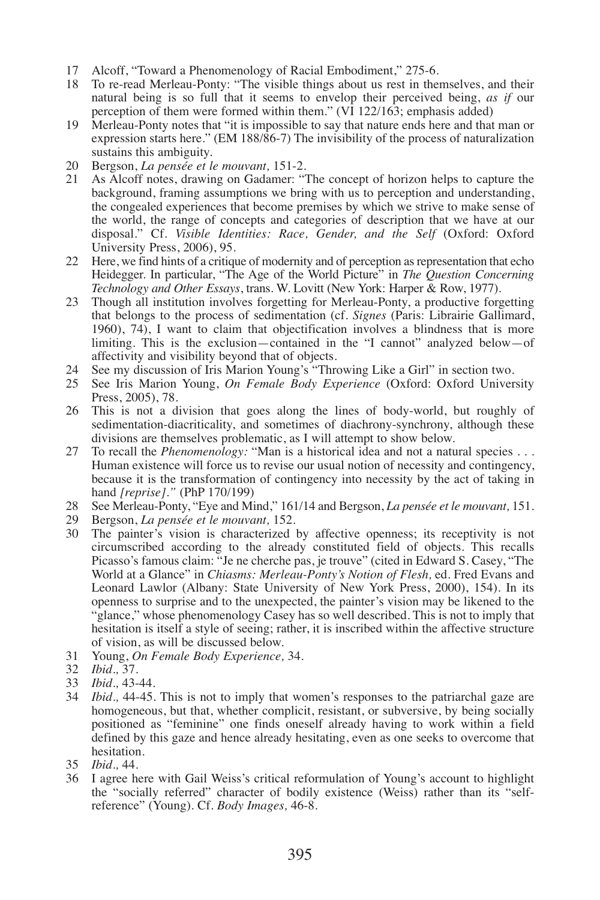17 Alcoff, "Toward a Phenomenology of Racial Embodiment," 275-6.

18 To re-read Merleau-Ponty: "The visible things about us rest in themselves, and their natural being is so full that it seems to envelop their perceived being, *as if* our perception of them were formed within them." (VI 122/163; emphasis added)

19 Merleau-Ponty notes that "it is impossible to say that nature ends here and that man or expression starts here." (EM 188/86-7) The invisibility of the process of naturalization sustains this ambiguity.

20 Bergson, *La pensée et le mouvant,* 151-2.

21 As Alcoff notes, drawing on Gadamer: "The concept of horizon helps to capture the background, framing assumptions we bring with us to perception and understanding, the congealed experiences that become premises by which we strive to make sense of the world, the range of concepts and categories of description that we have at our disposal." Cf. *Visible Identities: Race, Gender, and the Self* (Oxford: Oxford University Press, 2006), 95.

22 Here, we find hints of a critique of modernity and of perception as representation that echo Heidegger. In particular, "The Age of the World Picture" in *The Question Concerning Technology and Other Essays*, trans. W. Lovitt (New York: Harper & Row, 1977).

23 Though all institution involves forgetting for Merleau-Ponty, a productive forgetting that belongs to the process of sedimentation (cf. *Signes* (Paris: Librairie Gallimard, 1960), 74), I want to claim that objectification involves a blindness that is more limiting. This is the exclusion—contained in the "I cannot" analyzed below—of affectivity and visibility beyond that of objects.

24 See my discussion of Iris Marion Young's "Throwing Like a Girl" in section two.

25 See Iris Marion Young, *On Female Body Experience* (Oxford: Oxford University Press, 2005), 78.

26 This is not a division that goes along the lines of body-world, but roughly of sedimentation-diacriticality, and sometimes of diachrony-synchrony, although these divisions are themselves problematic, as I will attempt to show below.

27 To recall the *Phenomenology:* "Man is a historical idea and not a natural species . . . Human existence will force us to revise our usual notion of necessity and contingency, because it is the transformation of contingency into necessity by the act of taking in hand *[reprise]."* (PhP 170/199)

28 See Merleau-Ponty, "Eye and Mind," 161/14 and Bergson, *La pensée et le mouvant,* 151.

29 Bergson, *La pensée et le mouvant,* 152.

30 The painter's vision is characterized by affective openness; its receptivity is not circumscribed according to the already constituted field of objects. This recalls Picasso's famous claim: "Je ne cherche pas, je trouve" (cited in Edward S. Casey, "The World at a Glance" in *Chiasms: Merleau-Ponty's Notion of Flesh,* ed. Fred Evans and Leonard Lawlor (Albany: State University of New York Press, 2000), 154). In its openness to surprise and to the unexpected, the painter's vision may be likened to the "glance," whose phenomenology Casey has so well described. This is not to imply that hesitation is itself a style of seeing; rather, it is inscribed within the affective structure of vision, as will be discussed below.

31 Young, *On Female Body Experience,* 34.

32 *Ibid.,* 37.

33 *Ibid.,* 43-44.

34 *Ibid.,* 44-45. This is not to imply that women's responses to the patriarchal gaze are homogeneous, but that, whether complicit, resistant, or subversive, by being socially positioned as "feminine" one finds oneself already having to work within a field defined by this gaze and hence already hesitating, even as one seeks to overcome that hesitation.

35 *Ibid.,* 44.

36 I agree here with Gail Weiss's critical reformulation of Young's account to highlight the "socially referred" character of bodily existence (Weiss) rather than its "self-reference" (Young). Cf. *Body Images,* 46-8.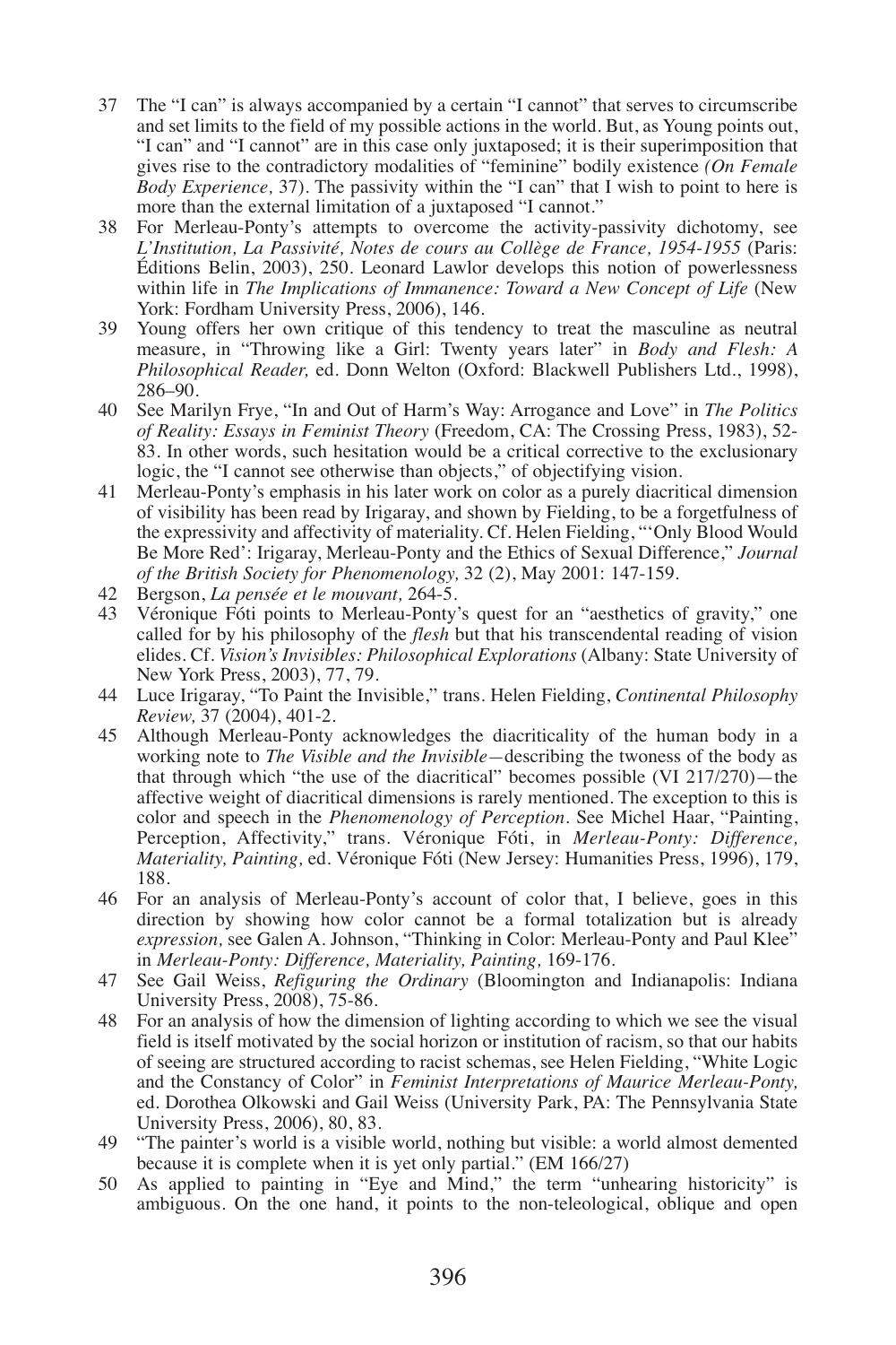37 The "I can" is always accompanied by a certain "I cannot" that serves to circumscribe and set limits to the field of my possible actions in the world. But, as Young points out, "I can" and "I cannot" are in this case only juxtaposed; it is their superimposition that gives rise to the contradictory modalities of "feminine" bodily existence *(On Female Body Experience,* 37). The passivity within the "I can" that I wish to point to here is more than the external limitation of a juxtaposed "I cannot."

38 For Merleau-Ponty's attempts to overcome the activity-passivity dichotomy, see *L'Institution, La Passivité, Notes de cours au Collège de France, 1954-1955* (Paris: Éditions Belin, 2003), 250. Leonard Lawlor develops this notion of powerlessness within life in *The Implications of Immanence: Toward a New Concept of Life* (New York: Fordham University Press, 2006), 146.

39 Young offers her own critique of this tendency to treat the masculine as neutral measure, in "Throwing like a Girl: Twenty years later" in *Body and Flesh: A Philosophical Reader,* ed. Donn Welton (Oxford: Blackwell Publishers Ltd., 1998), 286–90.

40 See Marilyn Frye, "In and Out of Harm's Way: Arrogance and Love" in *The Politics of Reality: Essays in Feminist Theory* (Freedom, CA: The Crossing Press, 1983), 52-83. In other words, such hesitation would be a critical corrective to the exclusionary logic, the "I cannot see otherwise than objects," of objectifying vision.

41 Merleau-Ponty's emphasis in his later work on color as a purely diacritical dimension of visibility has been read by Irigaray, and shown by Fielding, to be a forgetfulness of the expressivity and affectivity of materiality. Cf. Helen Fielding, "'Only Blood Would Be More Red': Irigaray, Merleau-Ponty and the Ethics of Sexual Difference," *Journal of the British Society for Phenomenology,* 32 (2), May 2001: 147-159.

42 Bergson, *La pensée et le mouvant,* 264-5.

43 Véronique Fóti points to Merleau-Ponty's quest for an "aesthetics of gravity," one called for by his philosophy of the *flesh* but that his transcendental reading of vision elides. Cf. *Vision's Invisibles: Philosophical Explorations* (Albany: State University of New York Press, 2003), 77, 79.

44 Luce Irigaray, "To Paint the Invisible," trans. Helen Fielding, *Continental Philosophy Review,* 37 (2004), 401-2.

45 Although Merleau-Ponty acknowledges the diacriticality of the human body in a working note to *The Visible and the Invisible*—describing the twoness of the body as that through which "the use of the diacritical" becomes possible (VI 217/270)—the affective weight of diacritical dimensions is rarely mentioned. The exception to this is color and speech in the *Phenomenology of Perception*. See Michel Haar, "Painting, Perception, Affectivity," trans. Véronique Fóti, in *Merleau-Ponty: Difference, Materiality, Painting,* ed. Véronique Fóti (New Jersey: Humanities Press, 1996), 179, 188.

46 For an analysis of Merleau-Ponty's account of color that, I believe, goes in this direction by showing how color cannot be a formal totalization but is already *expression,* see Galen A. Johnson, "Thinking in Color: Merleau-Ponty and Paul Klee" in *Merleau-Ponty: Difference, Materiality, Painting,* 169-176.

47 See Gail Weiss, *Refiguring the Ordinary* (Bloomington and Indianapolis: Indiana University Press, 2008), 75-86.

48 For an analysis of how the dimension of lighting according to which we see the visual field is itself motivated by the social horizon or institution of racism, so that our habits of seeing are structured according to racist schemas, see Helen Fielding, "White Logic and the Constancy of Color" in *Feminist Interpretations of Maurice Merleau-Ponty,* ed. Dorothea Olkowski and Gail Weiss (University Park, PA: The Pennsylvania State University Press, 2006), 80, 83.

49 "The painter's world is a visible world, nothing but visible: a world almost demented because it is complete when it is yet only partial." (EM 166/27)

50 As applied to painting in "Eye and Mind," the term "unhearing historicity" is ambiguous. On the one hand, it points to the non-teleological, oblique and open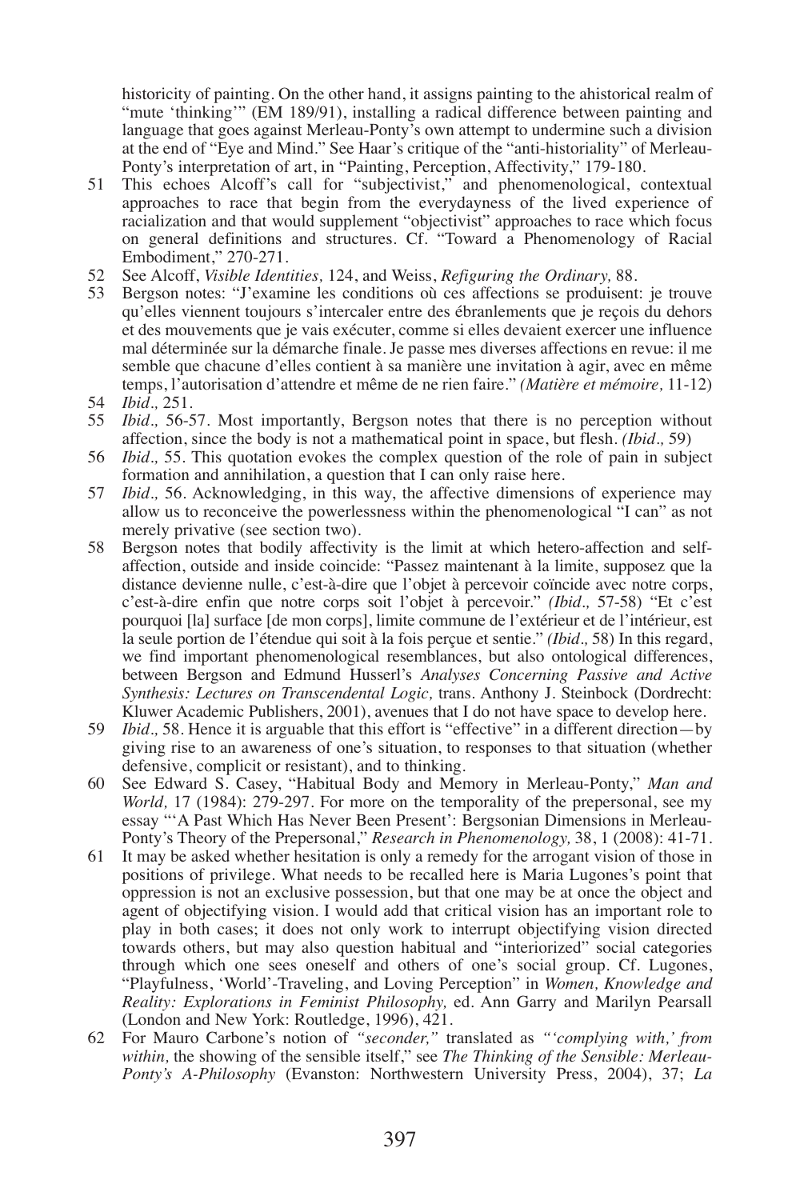historicity of painting. On the other hand, it assigns painting to the ahistorical realm of "mute 'thinking'" (EM 189/91), installing a radical difference between painting and language that goes against Merleau-Ponty's own attempt to undermine such a division at the end of "Eye and Mind." See Haar's critique of the "anti-historiality" of Merleau-Ponty's interpretation of art, in "Painting, Perception, Affectivity," 179-180.

51 This echoes Alcoff's call for "subjectivist," and phenomenological, contextual approaches to race that begin from the everydayness of the lived experience of racialization and that would supplement "objectivist" approaches to race which focus on general definitions and structures. Cf. "Toward a Phenomenology of Racial Embodiment," 270-271.

52 See Alcoff, *Visible Identities,* 124, and Weiss, *Refiguring the Ordinary,* 88.

53 Bergson notes: "J'examine les conditions où ces affections se produisent: je trouve qu'elles viennent toujours s'intercaler entre des ébranlements que je reçois du dehors et des mouvements que je vais exécuter, comme si elles devaient exercer une influence mal déterminée sur la démarche finale. Je passe mes diverses affections en revue: il me semble que chacune d'elles contient à sa manière une invitation à agir, avec en même temps, l'autorisation d'attendre et même de ne rien faire." *(Matière et mémoire,* 11-12)

54 *Ibid.,* 251.

55 *Ibid.,* 56-57. Most importantly, Bergson notes that there is no perception without affection, since the body is not a mathematical point in space, but flesh. *(Ibid.,* 59)

56 *Ibid.,* 55. This quotation evokes the complex question of the role of pain in subject formation and annihilation, a question that I can only raise here.

57 *Ibid.,* 56. Acknowledging, in this way, the affective dimensions of experience may allow us to reconceive the powerlessness within the phenomenological "I can" as not merely privative (see section two).

58 Bergson notes that bodily affectivity is the limit at which hetero-affection and self-affection, outside and inside coincide: "Passez maintenant à la limite, supposez que la distance devienne nulle, c'est-à-dire que l'objet à percevoir coïncide avec notre corps, c'est-à-dire enfin que notre corps soit l'objet à percevoir." *(Ibid.,* 57-58) "Et c'est pourquoi [la] surface [de mon corps], limite commune de l'extérieur et de l'intérieur, est la seule portion de l'étendue qui soit à la fois perçue et sentie." *(Ibid.,* 58) In this regard, we find important phenomenological resemblances, but also ontological differences, between Bergson and Edmund Husserl's *Analyses Concerning Passive and Active Synthesis: Lectures on Transcendental Logic,* trans. Anthony J. Steinbock (Dordrecht: Kluwer Academic Publishers, 2001), avenues that I do not have space to develop here.

59 *Ibid.,* 58. Hence it is arguable that this effort is "effective" in a different direction—by giving rise to an awareness of one's situation, to responses to that situation (whether defensive, complicit or resistant), and to thinking.

60 See Edward S. Casey, "Habitual Body and Memory in Merleau-Ponty," *Man and World,* 17 (1984): 279-297. For more on the temporality of the prepersonal, see my essay "'A Past Which Has Never Been Present': Bergsonian Dimensions in Merleau-Ponty's Theory of the Prepersonal," *Research in Phenomenology,* 38, 1 (2008): 41-71.

61 It may be asked whether hesitation is only a remedy for the arrogant vision of those in positions of privilege. What needs to be recalled here is Maria Lugones's point that oppression is not an exclusive possession, but that one may be at once the object and agent of objectifying vision. I would add that critical vision has an important role to play in both cases; it does not only work to interrupt objectifying vision directed towards others, but may also question habitual and "interiorized" social categories through which one sees oneself and others of one's social group. Cf. Lugones, "Playfulness, 'World'-Traveling, and Loving Perception" in *Women, Knowledge and Reality: Explorations in Feminist Philosophy,* ed. Ann Garry and Marilyn Pearsall (London and New York: Routledge, 1996), 421.

62 For Mauro Carbone's notion of *"seconder,"* translated as *"'complying with,' from within,* the showing of the sensible itself," see *The Thinking of the Sensible: Merleau-Ponty's A-Philosophy* (Evanston: Northwestern University Press, 2004), 37; *La*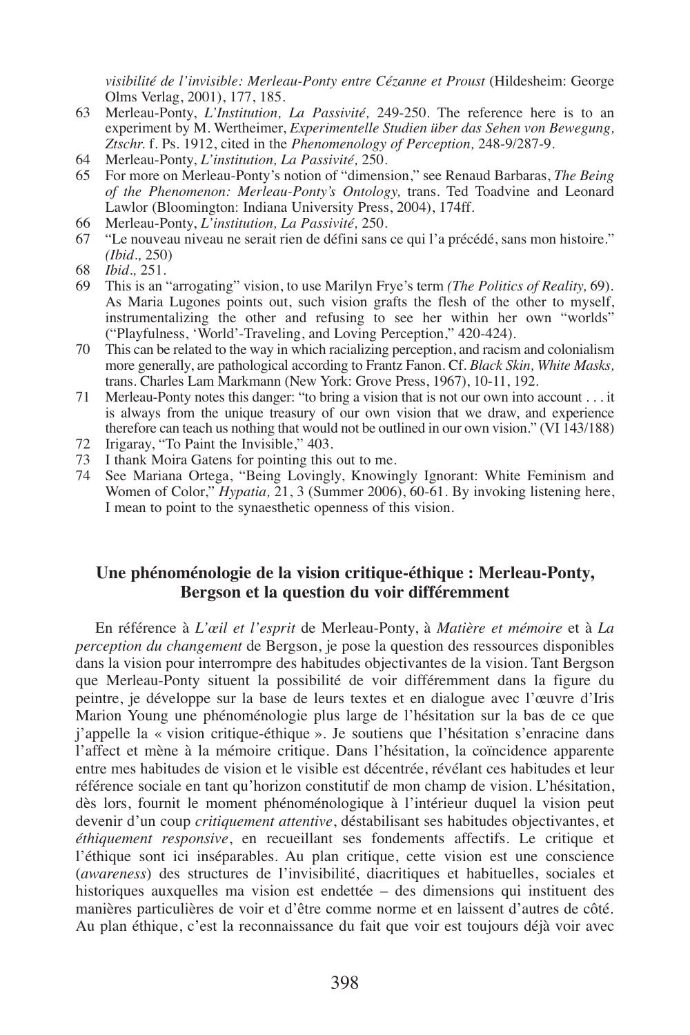*visibilité de l'invisible: Merleau-Ponty entre Cézanne et Proust* (Hildesheim: George Olms Verlag, 2001), 177, 185.

63 Merleau-Ponty, *L'Institution, La Passivité,* 249-250. The reference here is to an experiment by M. Wertheimer, *Experimentelle Studien über das Sehen von Bewegung, Ztschr.* f. Ps. 1912, cited in the *Phenomenology of Perception,* 248-9/287-9.

64 Merleau-Ponty, *L'institution, La Passivité,* 250.

65 For more on Merleau-Ponty's notion of "dimension," see Renaud Barbaras, *The Being of the Phenomenon: Merleau-Ponty's Ontology,* trans. Ted Toadvine and Leonard Lawlor (Bloomington: Indiana University Press, 2004), 174ff.

66 Merleau-Ponty, *L'institution, La Passivité,* 250.

67 "Le nouveau niveau ne serait rien de défini sans ce qui l'a précédé, sans mon histoire." *(Ibid.,* 250)

68 *Ibid.,* 251.

69 This is an "arrogating" vision, to use Marilyn Frye's term *(The Politics of Reality,* 69). As Maria Lugones points out, such vision grafts the flesh of the other to myself, instrumentalizing the other and refusing to see her within her own "worlds" ("Playfulness, 'World'-Traveling, and Loving Perception," 420-424).

70 This can be related to the way in which racializing perception, and racism and colonialism more generally, are pathological according to Frantz Fanon. Cf. *Black Skin, White Masks,* trans. Charles Lam Markmann (New York: Grove Press, 1967), 10-11, 192.

71 Merleau-Ponty notes this danger: "to bring a vision that is not our own into account . . . it is always from the unique treasury of our own vision that we draw, and experience therefore can teach us nothing that would not be outlined in our own vision." (VI 143/188)

72 Irigaray, "To Paint the Invisible," 403.

73 I thank Moira Gatens for pointing this out to me.

74 See Mariana Ortega, "Being Lovingly, Knowingly Ignorant: White Feminism and Women of Color," *Hypatia,* 21, 3 (Summer 2006), 60-61. By invoking listening here, I mean to point to the synaesthetic openness of this vision.

## Une phénoménologie de la vision critique-éthique : Merleau-Ponty, Bergson et la question du voir différemment

En référence à *L'œil et l'esprit* de Merleau-Ponty, à *Matière et mémoire* et à *La perception du changement* de Bergson, je pose la question des ressources disponibles dans la vision pour interrompre des habitudes objectivantes de la vision. Tant Bergson que Merleau-Ponty situent la possibilité de voir différemment dans la figure du peintre, je développe sur la base de leurs textes et en dialogue avec l'œuvre d'Iris Marion Young une phénoménologie plus large de l'hésitation sur la bas de ce que j'appelle la « vision critique-éthique ». Je soutiens que l'hésitation s'enracine dans l'affect et mène à la mémoire critique. Dans l'hésitation, la coïncidence apparente entre mes habitudes de vision et le visible est décentrée, révélant ces habitudes et leur référence sociale en tant qu'horizon constitutif de mon champ de vision. L'hésitation, dès lors, fournit le moment phénoménologique à l'intérieur duquel la vision peut devenir d'un coup *critiquement attentive*, déstabilisant ses habitudes objectivantes, et *éthiquement responsive*, en recueillant ses fondements affectifs. Le critique et l'éthique sont ici inséparables. Au plan critique, cette vision est une conscience (*awareness*) des structures de l'invisibilité, diacritiques et habituelles, sociales et historiques auxquelles ma vision est endettée – des dimensions qui instituent des manières particulières de voir et d'être comme norme et en laissent d'autres de côté. Au plan éthique, c'est la reconnaissance du fait que voir est toujours déjà voir avec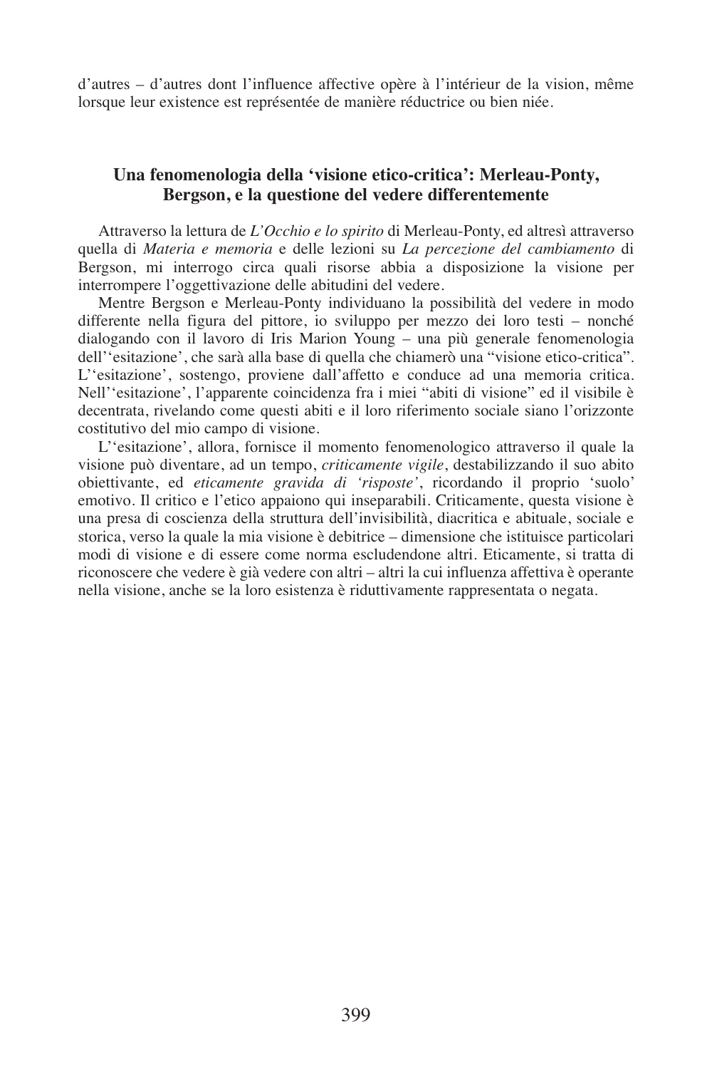d'autres – d'autres dont l'influence affective opère à l'intérieur de la vision, même lorsque leur existence est représentée de manière réductrice ou bien niée.

## Una fenomenologia della 'visione etico-critica': Merleau-Ponty, Bergson, e la questione del vedere differentemente

Attraverso la lettura de *L'Occhio e lo spirito* di Merleau-Ponty, ed altresì attraverso quella di *Materia e memoria* e delle lezioni su *La percezione del cambiamento* di Bergson, mi interrogo circa quali risorse abbia a disposizione la visione per interrompere l'oggettivazione delle abitudini del vedere.

Mentre Bergson e Merleau-Ponty individuano la possibilità del vedere in modo differente nella figura del pittore, io sviluppo per mezzo dei loro testi – nonché dialogando con il lavoro di Iris Marion Young – una più generale fenomenologia dell''esitazione', che sarà alla base di quella che chiamerò una "visione etico-critica". L''esitazione', sostengo, proviene dall'affetto e conduce ad una memoria critica. Nell''esitazione', l'apparente coincidenza fra i miei "abiti di visione" ed il visibile è decentrata, rivelando come questi abiti e il loro riferimento sociale siano l'orizzonte costitutivo del mio campo di visione.

L''esitazione', allora, fornisce il momento fenomenologico attraverso il quale la visione può diventare, ad un tempo, *criticamente vigile*, destabilizzando il suo abito obiettivante, ed *eticamente gravida di 'risposte'*, ricordando il proprio 'suolo' emotivo. Il critico e l'etico appaiono qui inseparabili. Criticamente, questa visione è una presa di coscienza della struttura dell'invisibilità, diacritica e abituale, sociale e storica, verso la quale la mia visione è debitrice – dimensione che istituisce particolari modi di visione e di essere come norma escludendone altri. Eticamente, si tratta di riconoscere che vedere è già vedere con altri – altri la cui influenza affettiva è operante nella visione, anche se la loro esistenza è riduttivamente rappresentata o negata.